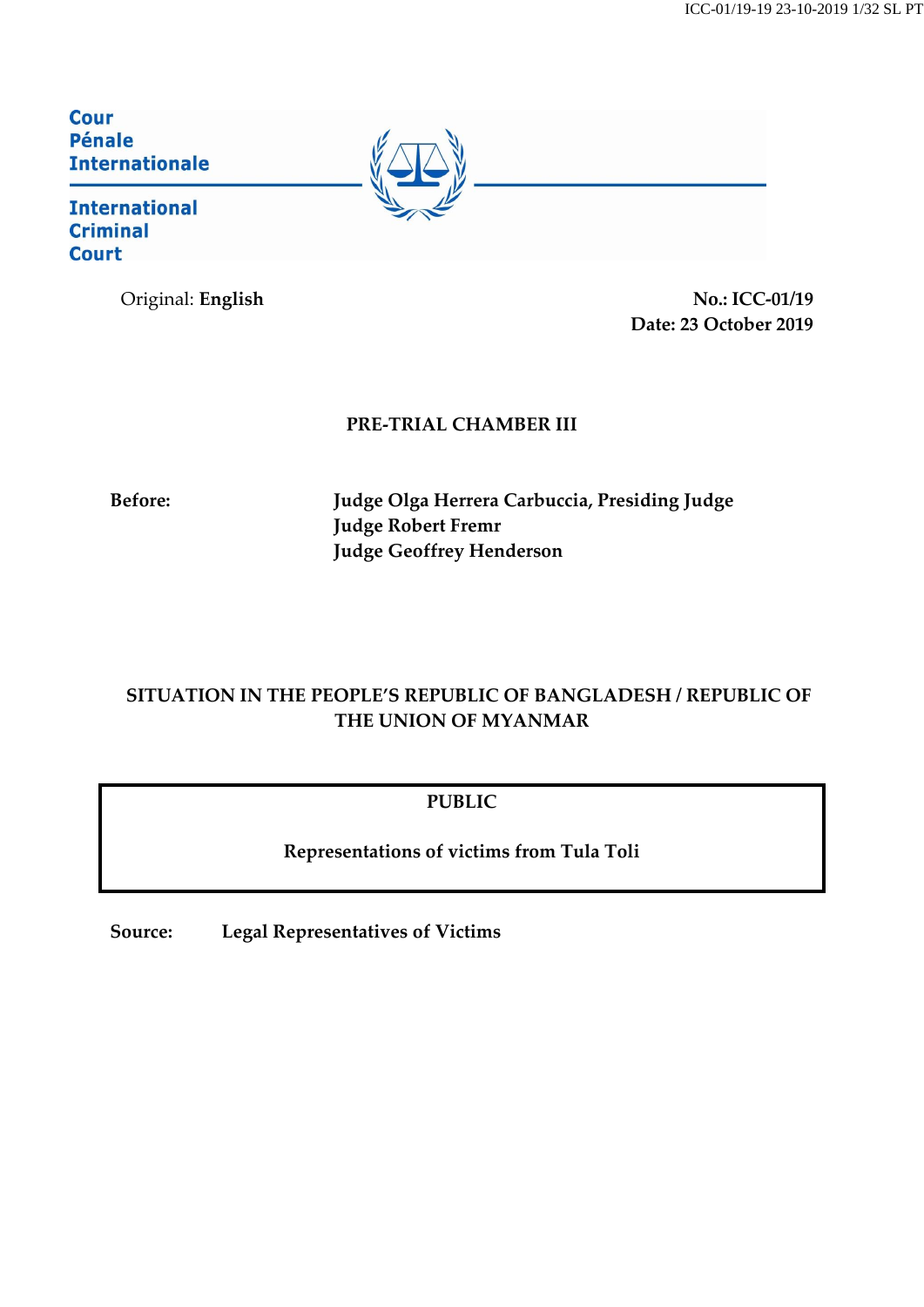Cour
Pénale
Internationale

International
Criminal
Court

Original: **English**

**No.: ICC-01/19**
**Date: 23 October 2019**

**PRE-TRIAL CHAMBER III**

**Before:** **Judge Olga Herrera Carbuccia, Presiding Judge**
**Judge Robert Fremr**
**Judge Geoffrey Henderson**

**SITUATION IN THE PEOPLE'S REPUBLIC OF BANGLADESH / REPUBLIC OF THE UNION OF MYANMAR**

**PUBLIC**

**Representations of victims from Tula Toli**

**Source:** **Legal Representatives of Victims**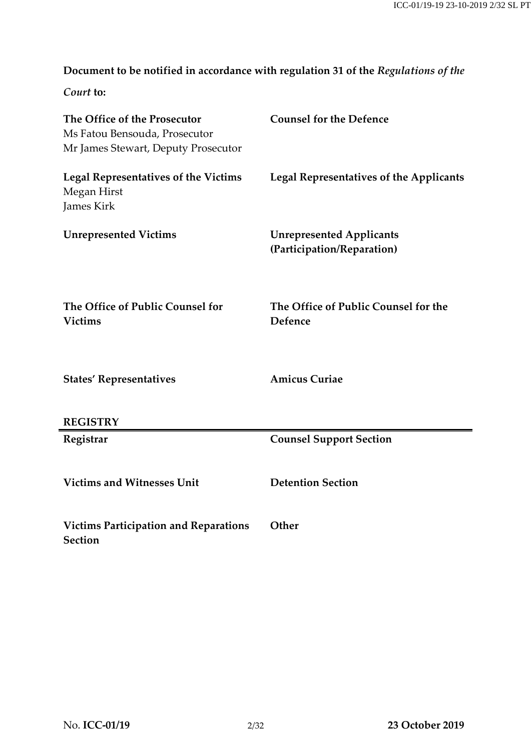**Document to be notified in accordance with regulation 31 of the *Regulations of the Court* to:**

| | |
|---|---|
| **The Office of the Prosecutor**<br>Ms Fatou Bensouda, Prosecutor<br>Mr James Stewart, Deputy Prosecutor | **Counsel for the Defence** |
| **Legal Representatives of the Victims**<br>Megan Hirst<br>James Kirk | **Legal Representatives of the Applicants** |
| **Unrepresented Victims** | **Unrepresented Applicants (Participation/Reparation)** |
| **The Office of Public Counsel for Victims** | **The Office of Public Counsel for the Defence** |
| **States' Representatives** | **Amicus Curiae** |

**REGISTRY**

| | |
|---|---|
| **Registrar** | **Counsel Support Section** |
| **Victims and Witnesses Unit** | **Detention Section** |
| **Victims Participation and Reparations Section** | **Other** |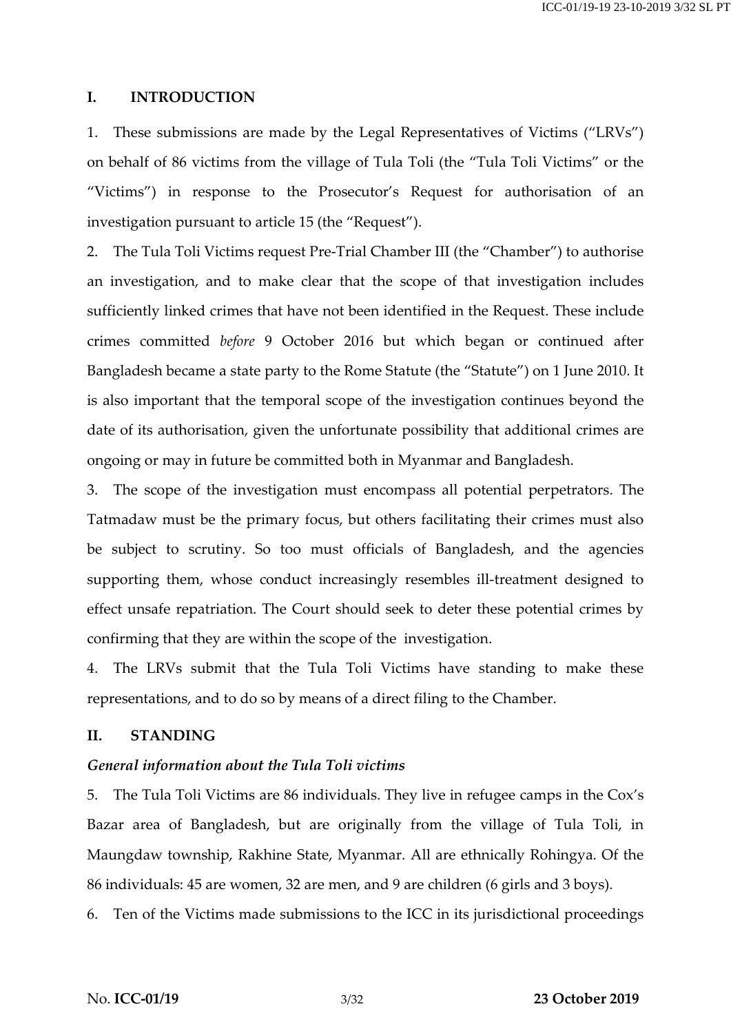## I. INTRODUCTION

1. These submissions are made by the Legal Representatives of Victims ("LRVs") on behalf of 86 victims from the village of Tula Toli (the "Tula Toli Victims" or the "Victims") in response to the Prosecutor's Request for authorisation of an investigation pursuant to article 15 (the "Request").

2. The Tula Toli Victims request Pre-Trial Chamber III (the "Chamber") to authorise an investigation, and to make clear that the scope of that investigation includes sufficiently linked crimes that have not been identified in the Request. These include crimes committed *before* 9 October 2016 but which began or continued after Bangladesh became a state party to the Rome Statute (the "Statute") on 1 June 2010. It is also important that the temporal scope of the investigation continues beyond the date of its authorisation, given the unfortunate possibility that additional crimes are ongoing or may in future be committed both in Myanmar and Bangladesh.

3. The scope of the investigation must encompass all potential perpetrators. The Tatmadaw must be the primary focus, but others facilitating their crimes must also be subject to scrutiny. So too must officials of Bangladesh, and the agencies supporting them, whose conduct increasingly resembles ill-treatment designed to effect unsafe repatriation. The Court should seek to deter these potential crimes by confirming that they are within the scope of the investigation.

4. The LRVs submit that the Tula Toli Victims have standing to make these representations, and to do so by means of a direct filing to the Chamber.

## II. STANDING

### *General information about the Tula Toli victims*

5. The Tula Toli Victims are 86 individuals. They live in refugee camps in the Cox's Bazar area of Bangladesh, but are originally from the village of Tula Toli, in Maungdaw township, Rakhine State, Myanmar. All are ethnically Rohingya. Of the 86 individuals: 45 are women, 32 are men, and 9 are children (6 girls and 3 boys).

6. Ten of the Victims made submissions to the ICC in its jurisdictional proceedings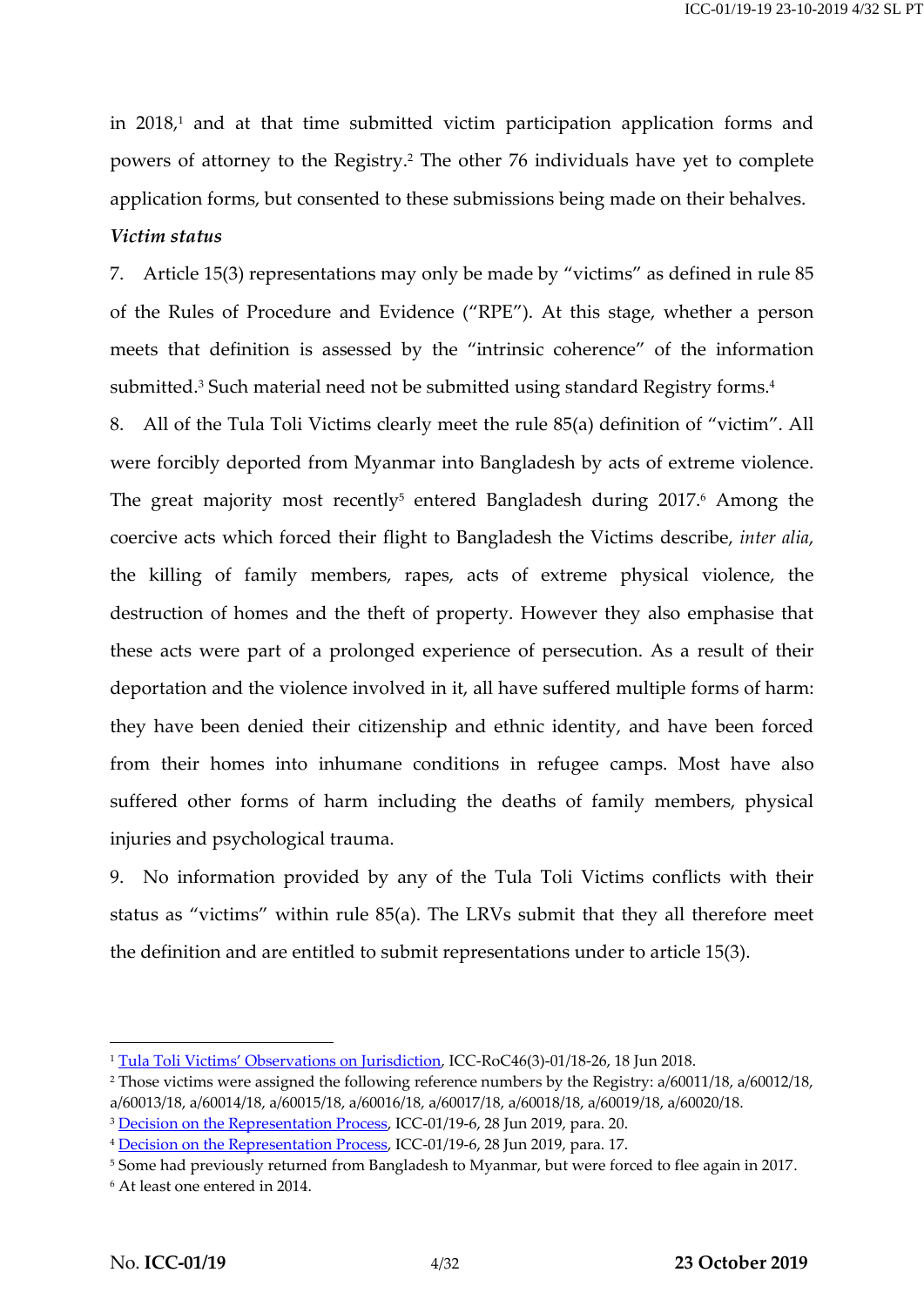in 2018,[1] and at that time submitted victim participation application forms and powers of attorney to the Registry.[2] The other 76 individuals have yet to complete application forms, but consented to these submissions being made on their behalves.

***Victim status***

7. Article 15(3) representations may only be made by "victims" as defined in rule 85 of the Rules of Procedure and Evidence ("RPE"). At this stage, whether a person meets that definition is assessed by the "intrinsic coherence" of the information submitted.[3] Such material need not be submitted using standard Registry forms.[4]

8. All of the Tula Toli Victims clearly meet the rule 85(a) definition of "victim". All were forcibly deported from Myanmar into Bangladesh by acts of extreme violence. The great majority most recently[5] entered Bangladesh during 2017.[6] Among the coercive acts which forced their flight to Bangladesh the Victims describe, *inter alia*, the killing of family members, rapes, acts of extreme physical violence, the destruction of homes and the theft of property. However they also emphasise that these acts were part of a prolonged experience of persecution. As a result of their deportation and the violence involved in it, all have suffered multiple forms of harm: they have been denied their citizenship and ethnic identity, and have been forced from their homes into inhumane conditions in refugee camps. Most have also suffered other forms of harm including the deaths of family members, physical injuries and psychological trauma.

9. No information provided by any of the Tula Toli Victims conflicts with their status as "victims" within rule 85(a). The LRVs submit that they all therefore meet the definition and are entitled to submit representations under to article 15(3).

---

[1] Tula Toli Victims' Observations on Jurisdiction, ICC-RoC46(3)-01/18-26, 18 Jun 2018.

[2] Those victims were assigned the following reference numbers by the Registry: a/60011/18, a/60012/18, a/60013/18, a/60014/18, a/60015/18, a/60016/18, a/60017/18, a/60018/18, a/60019/18, a/60020/18.

[3] Decision on the Representation Process, ICC-01/19-6, 28 Jun 2019, para. 20.

[4] Decision on the Representation Process, ICC-01/19-6, 28 Jun 2019, para. 17.

[5] Some had previously returned from Bangladesh to Myanmar, but were forced to flee again in 2017.

[6] At least one entered in 2014.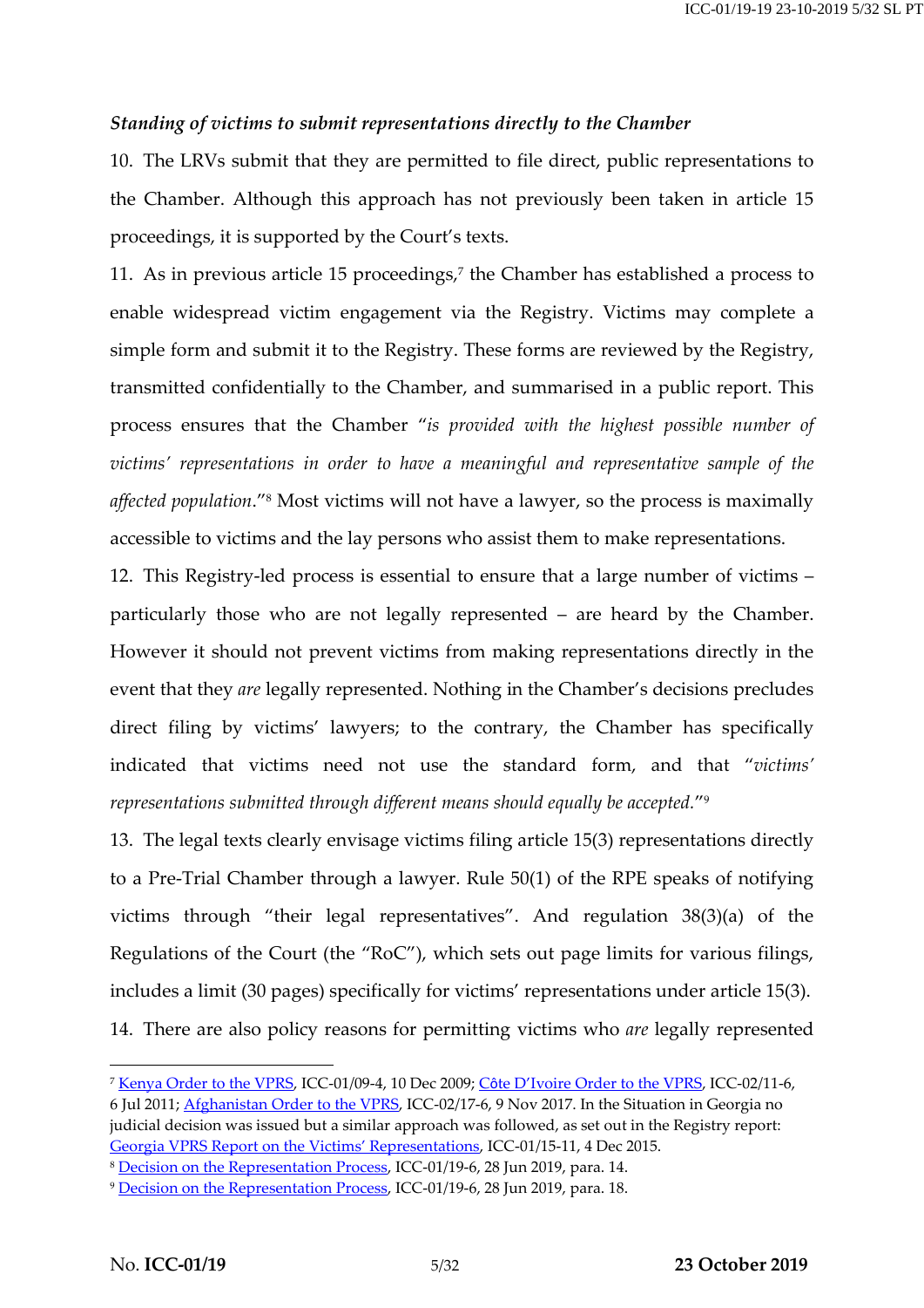*Standing of victims to submit representations directly to the Chamber*

10. The LRVs submit that they are permitted to file direct, public representations to the Chamber. Although this approach has not previously been taken in article 15 proceedings, it is supported by the Court's texts.

11. As in previous article 15 proceedings,[7] the Chamber has established a process to enable widespread victim engagement via the Registry. Victims may complete a simple form and submit it to the Registry. These forms are reviewed by the Registry, transmitted confidentially to the Chamber, and summarised in a public report. This process ensures that the Chamber "*is provided with the highest possible number of victims' representations in order to have a meaningful and representative sample of the affected population*."[8] Most victims will not have a lawyer, so the process is maximally accessible to victims and the lay persons who assist them to make representations.

12. This Registry-led process is essential to ensure that a large number of victims – particularly those who are not legally represented – are heard by the Chamber. However it should not prevent victims from making representations directly in the event that they *are* legally represented. Nothing in the Chamber's decisions precludes direct filing by victims' lawyers; to the contrary, the Chamber has specifically indicated that victims need not use the standard form, and that "*victims' representations submitted through different means should equally be accepted.*"[9]

13. The legal texts clearly envisage victims filing article 15(3) representations directly to a Pre-Trial Chamber through a lawyer. Rule 50(1) of the RPE speaks of notifying victims through "their legal representatives". And regulation 38(3)(a) of the Regulations of the Court (the "RoC"), which sets out page limits for various filings, includes a limit (30 pages) specifically for victims' representations under article 15(3).

14. There are also policy reasons for permitting victims who *are* legally represented

---

[7] Kenya Order to the VPRS, ICC-01/09-4, 10 Dec 2009; Côte D'Ivoire Order to the VPRS, ICC-02/11-6, 6 Jul 2011; Afghanistan Order to the VPRS, ICC-02/17-6, 9 Nov 2017. In the Situation in Georgia no judicial decision was issued but a similar approach was followed, as set out in the Registry report: Georgia VPRS Report on the Victims' Representations, ICC-01/15-11, 4 Dec 2015.

[8] Decision on the Representation Process, ICC-01/19-6, 28 Jun 2019, para. 14.

[9] Decision on the Representation Process, ICC-01/19-6, 28 Jun 2019, para. 18.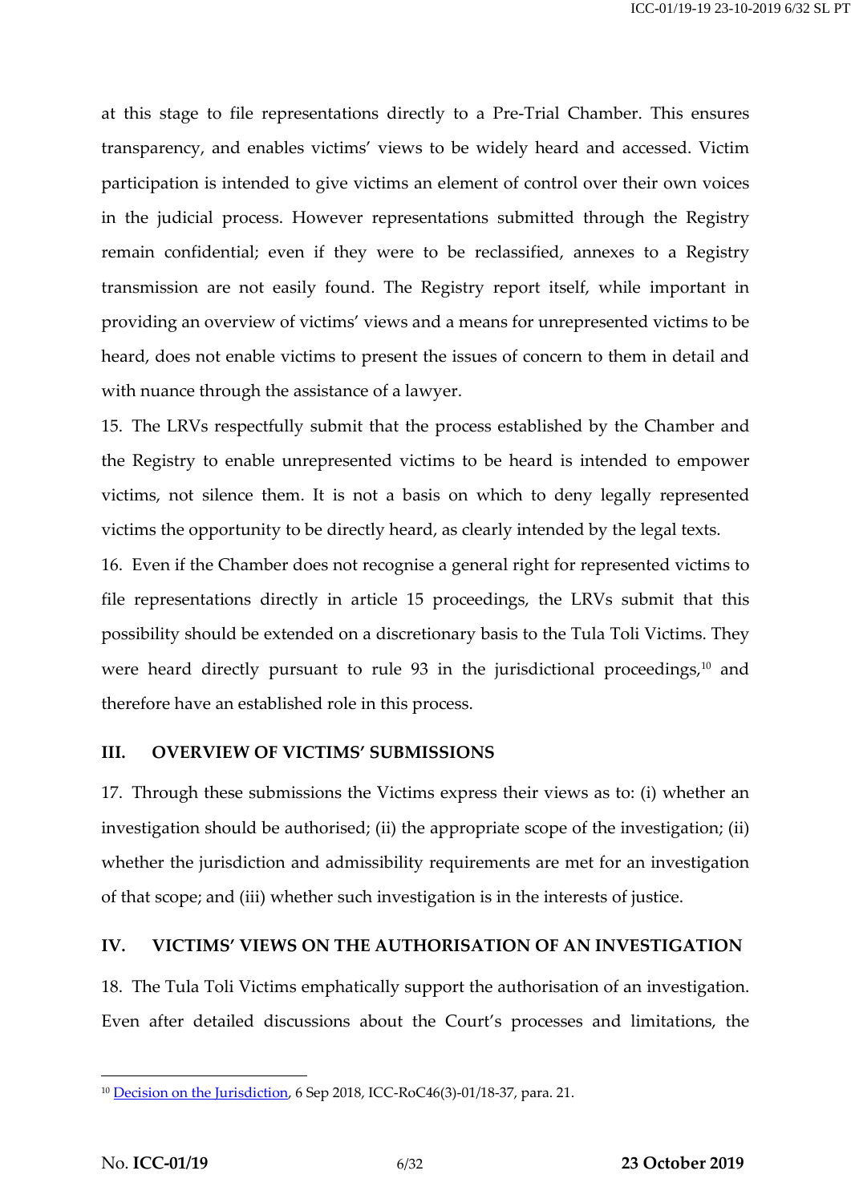at this stage to file representations directly to a Pre-Trial Chamber. This ensures transparency, and enables victims' views to be widely heard and accessed. Victim participation is intended to give victims an element of control over their own voices in the judicial process. However representations submitted through the Registry remain confidential; even if they were to be reclassified, annexes to a Registry transmission are not easily found. The Registry report itself, while important in providing an overview of victims' views and a means for unrepresented victims to be heard, does not enable victims to present the issues of concern to them in detail and with nuance through the assistance of a lawyer.

15. The LRVs respectfully submit that the process established by the Chamber and the Registry to enable unrepresented victims to be heard is intended to empower victims, not silence them. It is not a basis on which to deny legally represented victims the opportunity to be directly heard, as clearly intended by the legal texts.

16. Even if the Chamber does not recognise a general right for represented victims to file representations directly in article 15 proceedings, the LRVs submit that this possibility should be extended on a discretionary basis to the Tula Toli Victims. They were heard directly pursuant to rule 93 in the jurisdictional proceedings,[10] and therefore have an established role in this process.

## III. OVERVIEW OF VICTIMS' SUBMISSIONS

17. Through these submissions the Victims express their views as to: (i) whether an investigation should be authorised; (ii) the appropriate scope of the investigation; (ii) whether the jurisdiction and admissibility requirements are met for an investigation of that scope; and (iii) whether such investigation is in the interests of justice.

## IV. VICTIMS' VIEWS ON THE AUTHORISATION OF AN INVESTIGATION

18. The Tula Toli Victims emphatically support the authorisation of an investigation. Even after detailed discussions about the Court's processes and limitations, the

---

[10] Decision on the Jurisdiction, 6 Sep 2018, ICC-RoC46(3)-01/18-37, para. 21.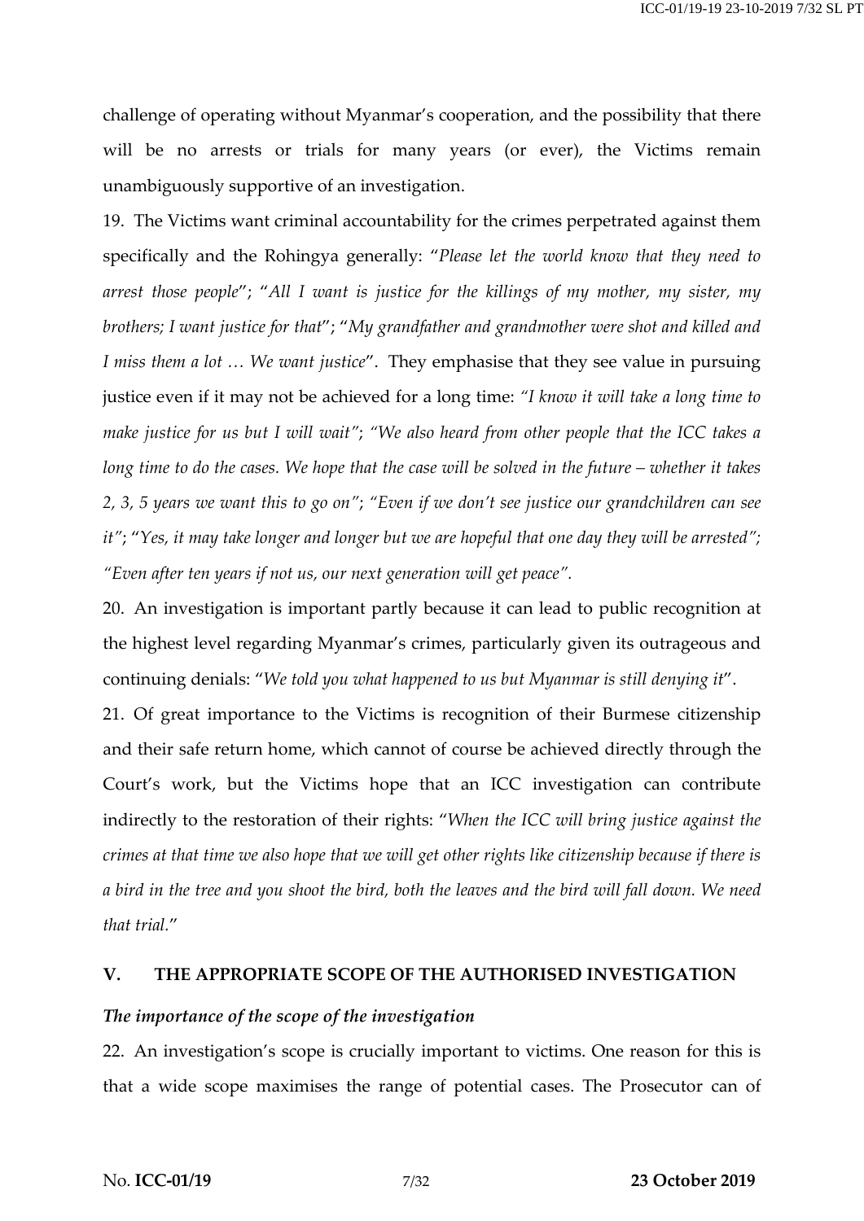challenge of operating without Myanmar's cooperation, and the possibility that there will be no arrests or trials for many years (or ever), the Victims remain unambiguously supportive of an investigation.

19. The Victims want criminal accountability for the crimes perpetrated against them specifically and the Rohingya generally: "*Please let the world know that they need to arrest those people*"; "*All I want is justice for the killings of my mother, my sister, my brothers; I want justice for that*"; "*My grandfather and grandmother were shot and killed and I miss them a lot … We want justice*". They emphasise that they see value in pursuing justice even if it may not be achieved for a long time: *"I know it will take a long time to make justice for us but I will wait"*; *"We also heard from other people that the ICC takes a long time to do the cases. We hope that the case will be solved in the future – whether it takes 2, 3, 5 years we want this to go on"*; *"Even if we don't see justice our grandchildren can see it"*; "*Yes, it may take longer and longer but we are hopeful that one day they will be arrested"*; *"Even after ten years if not us, our next generation will get peace".*

20. An investigation is important partly because it can lead to public recognition at the highest level regarding Myanmar's crimes, particularly given its outrageous and continuing denials: "*We told you what happened to us but Myanmar is still denying it*".

21. Of great importance to the Victims is recognition of their Burmese citizenship and their safe return home, which cannot of course be achieved directly through the Court's work, but the Victims hope that an ICC investigation can contribute indirectly to the restoration of their rights: "*When the ICC will bring justice against the crimes at that time we also hope that we will get other rights like citizenship because if there is a bird in the tree and you shoot the bird, both the leaves and the bird will fall down. We need that trial.*"

## V. THE APPROPRIATE SCOPE OF THE AUTHORISED INVESTIGATION

### *The importance of the scope of the investigation*

22. An investigation's scope is crucially important to victims. One reason for this is that a wide scope maximises the range of potential cases. The Prosecutor can of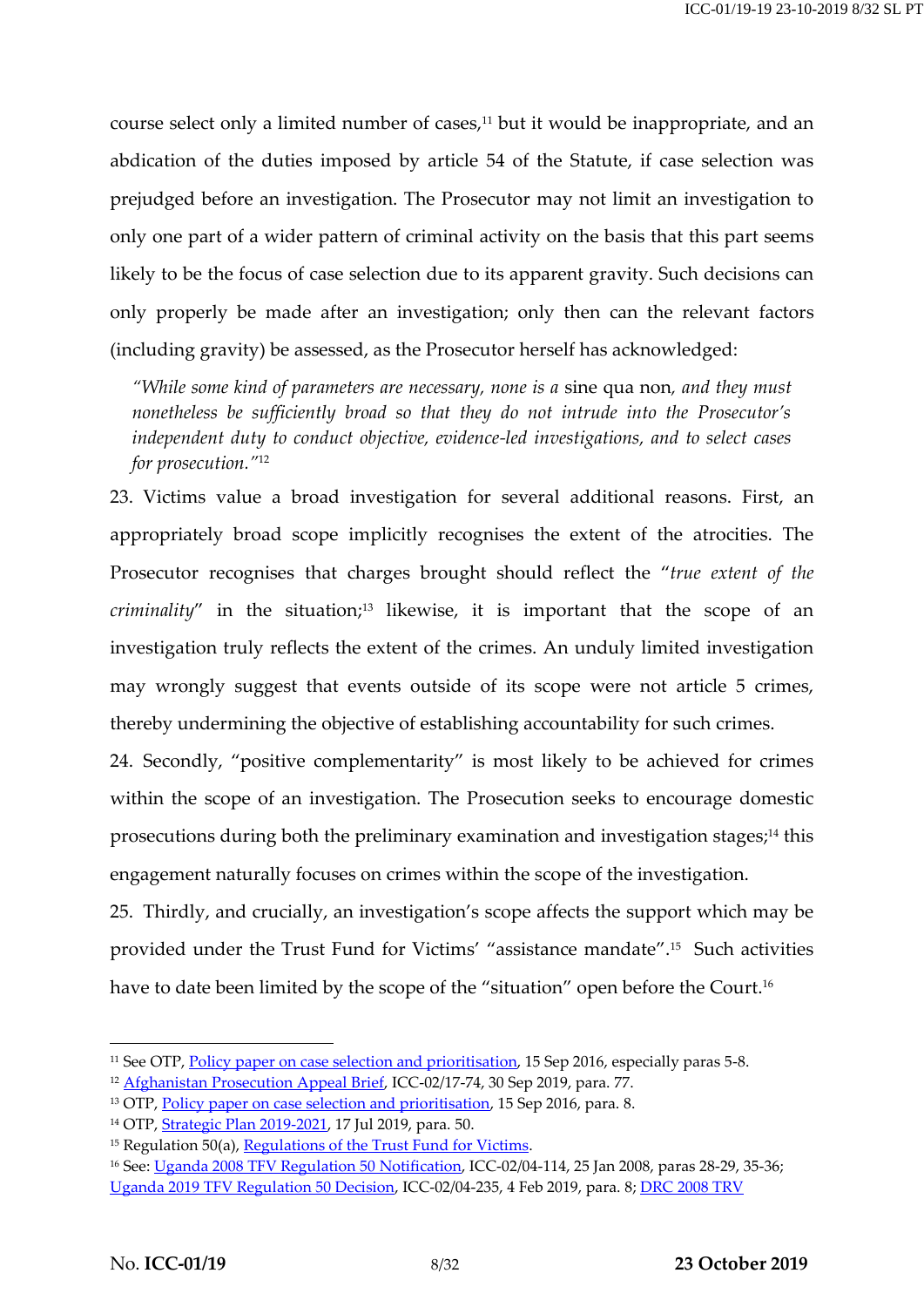course select only a limited number of cases,[11] but it would be inappropriate, and an abdication of the duties imposed by article 54 of the Statute, if case selection was prejudged before an investigation. The Prosecutor may not limit an investigation to only one part of a wider pattern of criminal activity on the basis that this part seems likely to be the focus of case selection due to its apparent gravity. Such decisions can only properly be made after an investigation; only then can the relevant factors (including gravity) be assessed, as the Prosecutor herself has acknowledged:

> *"While some kind of parameters are necessary, none is a* sine qua non, *and they must nonetheless be sufficiently broad so that they do not intrude into the Prosecutor's independent duty to conduct objective, evidence-led investigations, and to select cases for prosecution."*[12]

23. Victims value a broad investigation for several additional reasons. First, an appropriately broad scope implicitly recognises the extent of the atrocities. The Prosecutor recognises that charges brought should reflect the "*true extent of the criminality*" in the situation;[13] likewise, it is important that the scope of an investigation truly reflects the extent of the crimes. An unduly limited investigation may wrongly suggest that events outside of its scope were not article 5 crimes, thereby undermining the objective of establishing accountability for such crimes.

24. Secondly, "positive complementarity" is most likely to be achieved for crimes within the scope of an investigation. The Prosecution seeks to encourage domestic prosecutions during both the preliminary examination and investigation stages;[14] this engagement naturally focuses on crimes within the scope of the investigation.

25. Thirdly, and crucially, an investigation's scope affects the support which may be provided under the Trust Fund for Victims' "assistance mandate".[15] Such activities have to date been limited by the scope of the "situation" open before the Court.[16]

---

[11] See OTP, Policy paper on case selection and prioritisation, 15 Sep 2016, especially paras 5-8.

[12] Afghanistan Prosecution Appeal Brief, ICC-02/17-74, 30 Sep 2019, para. 77.

[13] OTP, Policy paper on case selection and prioritisation, 15 Sep 2016, para. 8.

[14] OTP, Strategic Plan 2019-2021, 17 Jul 2019, para. 50.

[15] Regulation 50(a), Regulations of the Trust Fund for Victims.

[16] See: Uganda 2008 TFV Regulation 50 Notification, ICC-02/04-114, 25 Jan 2008, paras 28-29, 35-36; Uganda 2019 TFV Regulation 50 Decision, ICC-02/04-235, 4 Feb 2019, para. 8; DRC 2008 TRV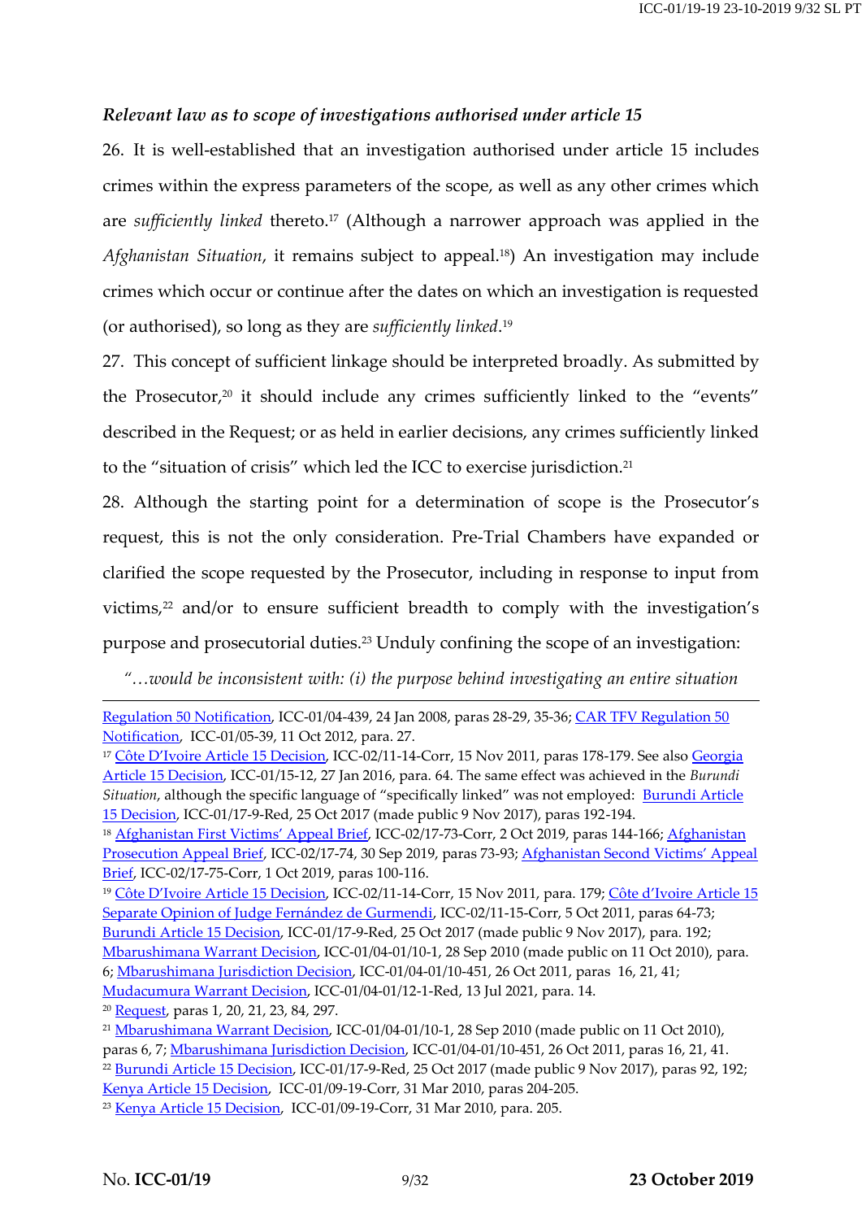***Relevant law as to scope of investigations authorised under article 15***

26. It is well-established that an investigation authorised under article 15 includes crimes within the express parameters of the scope, as well as any other crimes which are *sufficiently linked* thereto.[17] (Although a narrower approach was applied in the *Afghanistan Situation*, it remains subject to appeal.[18]) An investigation may include crimes which occur or continue after the dates on which an investigation is requested (or authorised), so long as they are *sufficiently linked*.[19]

27. This concept of sufficient linkage should be interpreted broadly. As submitted by the Prosecutor,[20] it should include any crimes sufficiently linked to the "events" described in the Request; or as held in earlier decisions, any crimes sufficiently linked to the "situation of crisis" which led the ICC to exercise jurisdiction.[21]

28. Although the starting point for a determination of scope is the Prosecutor's request, this is not the only consideration. Pre-Trial Chambers have expanded or clarified the scope requested by the Prosecutor, including in response to input from victims,[22] and/or to ensure sufficient breadth to comply with the investigation's purpose and prosecutorial duties.[23] Unduly confining the scope of an investigation:

> *"…would be inconsistent with: (i) the purpose behind investigating an entire situation*

---

Regulation 50 Notification, ICC-01/04-439, 24 Jan 2008, paras 28-29, 35-36; CAR TFV Regulation 50 Notification, ICC-01/05-39, 11 Oct 2012, para. 27.

[17] Côte D'Ivoire Article 15 Decision, ICC-02/11-14-Corr, 15 Nov 2011, paras 178-179. See also Georgia Article 15 Decision, ICC-01/15-12, 27 Jan 2016, para. 64. The same effect was achieved in the *Burundi Situation*, although the specific language of "specifically linked" was not employed: Burundi Article 15 Decision, ICC-01/17-9-Red, 25 Oct 2017 (made public 9 Nov 2017), paras 192-194.

[18] Afghanistan First Victims' Appeal Brief, ICC-02/17-73-Corr, 2 Oct 2019, paras 144-166; Afghanistan Prosecution Appeal Brief, ICC-02/17-74, 30 Sep 2019, paras 73-93; Afghanistan Second Victims' Appeal Brief, ICC-02/17-75-Corr, 1 Oct 2019, paras 100-116.

[19] Côte D'Ivoire Article 15 Decision, ICC-02/11-14-Corr, 15 Nov 2011, para. 179; Côte d'Ivoire Article 15 Separate Opinion of Judge Fernández de Gurmendi, ICC-02/11-15-Corr, 5 Oct 2011, paras 64-73; Burundi Article 15 Decision, ICC-01/17-9-Red, 25 Oct 2017 (made public 9 Nov 2017), para. 192; Mbarushimana Warrant Decision, ICC-01/04-01/10-1, 28 Sep 2010 (made public on 11 Oct 2010), para. 6; Mbarushimana Jurisdiction Decision, ICC-01/04-01/10-451, 26 Oct 2011, paras 16, 21, 41; Mudacumura Warrant Decision, ICC-01/04-01/12-1-Red, 13 Jul 2021, para. 14.

[20] Request, paras 1, 20, 21, 23, 84, 297.

[21] Mbarushimana Warrant Decision, ICC-01/04-01/10-1, 28 Sep 2010 (made public on 11 Oct 2010), paras 6, 7; Mbarushimana Jurisdiction Decision, ICC-01/04-01/10-451, 26 Oct 2011, paras 16, 21, 41.

[22] Burundi Article 15 Decision, ICC-01/17-9-Red, 25 Oct 2017 (made public 9 Nov 2017), paras 92, 192; Kenya Article 15 Decision, ICC-01/09-19-Corr, 31 Mar 2010, paras 204-205.

[23] Kenya Article 15 Decision, ICC-01/09-19-Corr, 31 Mar 2010, para. 205.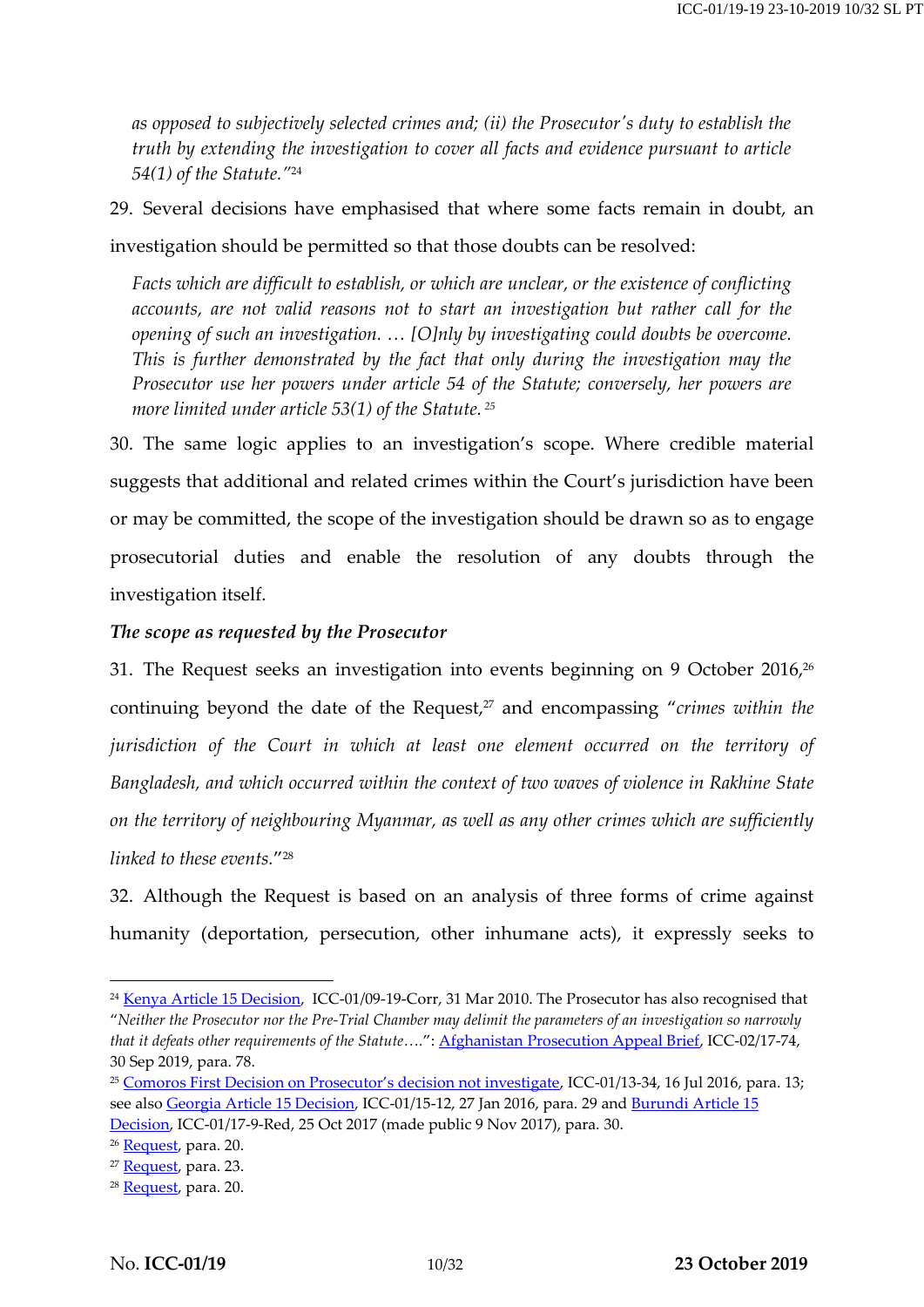*as opposed to subjectively selected crimes and; (ii) the Prosecutor's duty to establish the truth by extending the investigation to cover all facts and evidence pursuant to article 54(1) of the Statute."*[24]

29. Several decisions have emphasised that where some facts remain in doubt, an investigation should be permitted so that those doubts can be resolved:

> *Facts which are difficult to establish, or which are unclear, or the existence of conflicting accounts, are not valid reasons not to start an investigation but rather call for the opening of such an investigation. … [O]nly by investigating could doubts be overcome. This is further demonstrated by the fact that only during the investigation may the Prosecutor use her powers under article 54 of the Statute; conversely, her powers are more limited under article 53(1) of the Statute.* [25]

30. The same logic applies to an investigation's scope. Where credible material suggests that additional and related crimes within the Court's jurisdiction have been or may be committed, the scope of the investigation should be drawn so as to engage prosecutorial duties and enable the resolution of any doubts through the investigation itself.

***The scope as requested by the Prosecutor***

31. The Request seeks an investigation into events beginning on 9 October 2016,[26] continuing beyond the date of the Request,[27] and encompassing "*crimes within the jurisdiction of the Court in which at least one element occurred on the territory of Bangladesh, and which occurred within the context of two waves of violence in Rakhine State on the territory of neighbouring Myanmar, as well as any other crimes which are sufficiently linked to these events.*"[28]

32. Although the Request is based on an analysis of three forms of crime against humanity (deportation, persecution, other inhumane acts), it expressly seeks to

---

[24] Kenya Article 15 Decision, ICC-01/09-19-Corr, 31 Mar 2010. The Prosecutor has also recognised that "*Neither the Prosecutor nor the Pre-Trial Chamber may delimit the parameters of an investigation so narrowly that it defeats other requirements of the Statute….*": Afghanistan Prosecution Appeal Brief, ICC-02/17-74, 30 Sep 2019, para. 78.

[25] Comoros First Decision on Prosecutor's decision not investigate, ICC-01/13-34, 16 Jul 2016, para. 13; see also Georgia Article 15 Decision, ICC-01/15-12, 27 Jan 2016, para. 29 and Burundi Article 15 Decision, ICC-01/17-9-Red, 25 Oct 2017 (made public 9 Nov 2017), para. 30.

[26] Request, para. 20.

[27] Request, para. 23.

[28] Request, para. 20.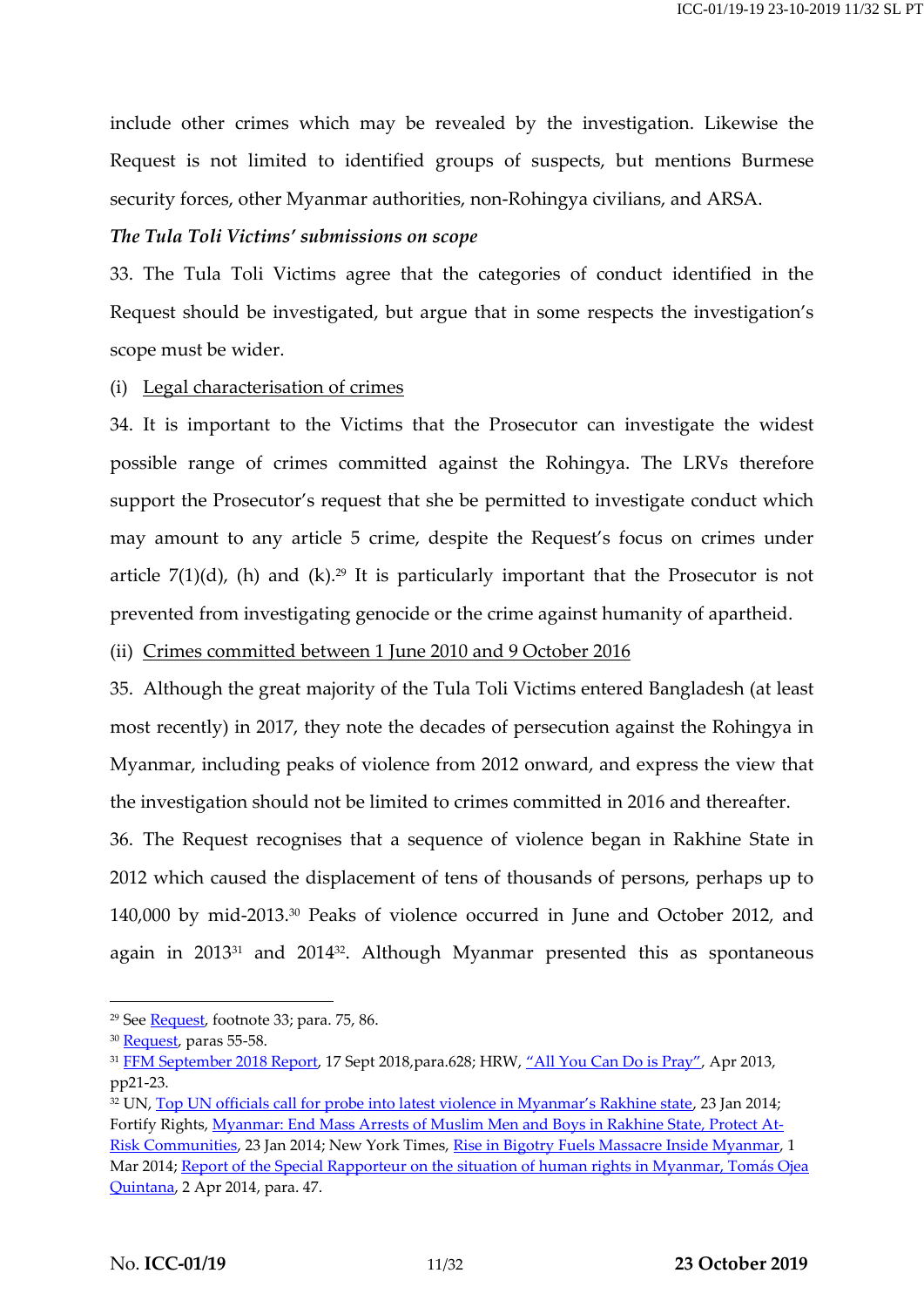include other crimes which may be revealed by the investigation. Likewise the Request is not limited to identified groups of suspects, but mentions Burmese security forces, other Myanmar authorities, non-Rohingya civilians, and ARSA.

***The Tula Toli Victims' submissions on scope***

33. The Tula Toli Victims agree that the categories of conduct identified in the Request should be investigated, but argue that in some respects the investigation's scope must be wider.

(i) Legal characterisation of crimes

34. It is important to the Victims that the Prosecutor can investigate the widest possible range of crimes committed against the Rohingya. The LRVs therefore support the Prosecutor's request that she be permitted to investigate conduct which may amount to any article 5 crime, despite the Request's focus on crimes under article 7(1)(d), (h) and (k).[29] It is particularly important that the Prosecutor is not prevented from investigating genocide or the crime against humanity of apartheid.

(ii) Crimes committed between 1 June 2010 and 9 October 2016

35. Although the great majority of the Tula Toli Victims entered Bangladesh (at least most recently) in 2017, they note the decades of persecution against the Rohingya in Myanmar, including peaks of violence from 2012 onward, and express the view that the investigation should not be limited to crimes committed in 2016 and thereafter.

36. The Request recognises that a sequence of violence began in Rakhine State in 2012 which caused the displacement of tens of thousands of persons, perhaps up to 140,000 by mid-2013.[30] Peaks of violence occurred in June and October 2012, and again in 2013[31] and 2014[32]. Although Myanmar presented this as spontaneous

---

[29] See Request, footnote 33; para. 75, 86.

[30] Request, paras 55-58.

[31] FFM September 2018 Report, 17 Sept 2018,para.628; HRW, "All You Can Do is Pray", Apr 2013, pp21-23.

[32] UN, Top UN officials call for probe into latest violence in Myanmar's Rakhine state, 23 Jan 2014; Fortify Rights, Myanmar: End Mass Arrests of Muslim Men and Boys in Rakhine State, Protect At-Risk Communities, 23 Jan 2014; New York Times, Rise in Bigotry Fuels Massacre Inside Myanmar, 1 Mar 2014; Report of the Special Rapporteur on the situation of human rights in Myanmar, Tomás Ojea Quintana, 2 Apr 2014, para. 47.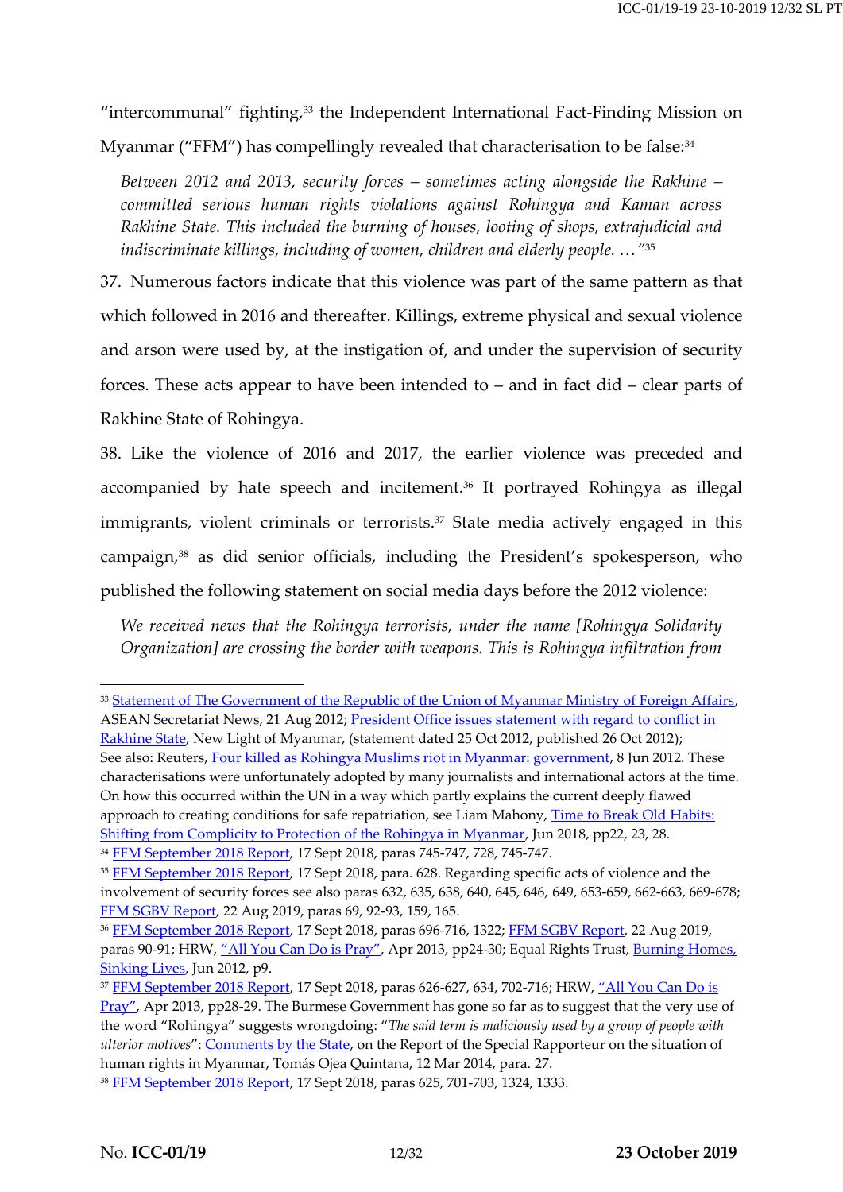"intercommunal" fighting,[33] the Independent International Fact-Finding Mission on Myanmar ("FFM") has compellingly revealed that characterisation to be false:[34]

> *Between 2012 and 2013, security forces – sometimes acting alongside the Rakhine – committed serious human rights violations against Rohingya and Kaman across Rakhine State. This included the burning of houses, looting of shops, extrajudicial and indiscriminate killings, including of women, children and elderly people. …"*[35]

37. Numerous factors indicate that this violence was part of the same pattern as that which followed in 2016 and thereafter. Killings, extreme physical and sexual violence and arson were used by, at the instigation of, and under the supervision of security forces. These acts appear to have been intended to – and in fact did – clear parts of Rakhine State of Rohingya.

38. Like the violence of 2016 and 2017, the earlier violence was preceded and accompanied by hate speech and incitement.[36] It portrayed Rohingya as illegal immigrants, violent criminals or terrorists.[37] State media actively engaged in this campaign,[38] as did senior officials, including the President's spokesperson, who published the following statement on social media days before the 2012 violence:

> *We received news that the Rohingya terrorists, under the name [Rohingya Solidarity Organization] are crossing the border with weapons. This is Rohingya infiltration from*

---

[33] Statement of The Government of the Republic of the Union of Myanmar Ministry of Foreign Affairs, ASEAN Secretariat News, 21 Aug 2012; President Office issues statement with regard to conflict in Rakhine State, New Light of Myanmar, (statement dated 25 Oct 2012, published 26 Oct 2012); See also: Reuters, Four killed as Rohingya Muslims riot in Myanmar: government, 8 Jun 2012. These characterisations were unfortunately adopted by many journalists and international actors at the time. On how this occurred within the UN in a way which partly explains the current deeply flawed approach to creating conditions for safe repatriation, see Liam Mahony, Time to Break Old Habits: Shifting from Complicity to Protection of the Rohingya in Myanmar, Jun 2018, pp22, 23, 28.

[34] FFM September 2018 Report, 17 Sept 2018, paras 745-747, 728, 745-747.

[35] FFM September 2018 Report, 17 Sept 2018, para. 628. Regarding specific acts of violence and the involvement of security forces see also paras 632, 635, 638, 640, 645, 646, 649, 653-659, 662-663, 669-678; FFM SGBV Report, 22 Aug 2019, paras 69, 92-93, 159, 165.

[36] FFM September 2018 Report, 17 Sept 2018, paras 696-716, 1322; FFM SGBV Report, 22 Aug 2019, paras 90-91; HRW, "All You Can Do is Pray", Apr 2013, pp24-30; Equal Rights Trust, Burning Homes, Sinking Lives, Jun 2012, p9.

[37] FFM September 2018 Report, 17 Sept 2018, paras 626-627, 634, 702-716; HRW, "All You Can Do is Pray", Apr 2013, pp28-29. The Burmese Government has gone so far as to suggest that the very use of the word "Rohingya" suggests wrongdoing: "*The said term is maliciously used by a group of people with ulterior motives*": Comments by the State, on the Report of the Special Rapporteur on the situation of human rights in Myanmar, Tomás Ojea Quintana, 12 Mar 2014, para. 27.

[38] FFM September 2018 Report, 17 Sept 2018, paras 625, 701-703, 1324, 1333.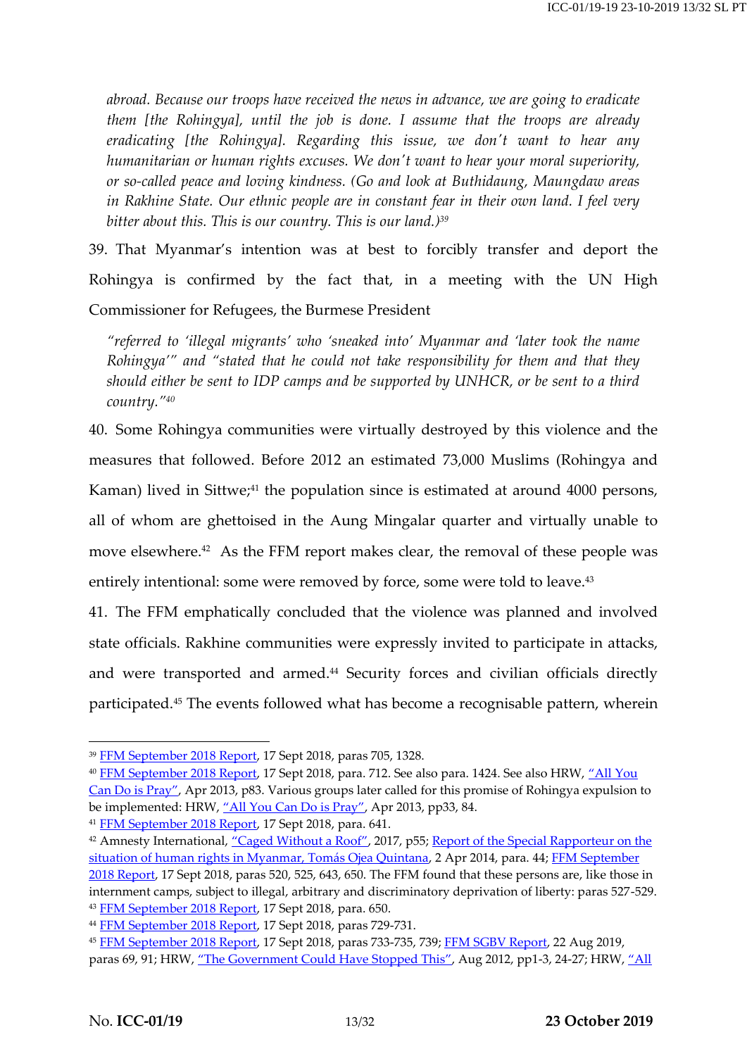*abroad. Because our troops have received the news in advance, we are going to eradicate them [the Rohingya], until the job is done. I assume that the troops are already eradicating [the Rohingya]. Regarding this issue, we don't want to hear any humanitarian or human rights excuses. We don't want to hear your moral superiority, or so-called peace and loving kindness. (Go and look at Buthidaung, Maungdaw areas in Rakhine State. Our ethnic people are in constant fear in their own land. I feel very bitter about this. This is our country. This is our land.)*[39]

39. That Myanmar's intention was at best to forcibly transfer and deport the Rohingya is confirmed by the fact that, in a meeting with the UN High Commissioner for Refugees, the Burmese President

> *"referred to 'illegal migrants' who 'sneaked into' Myanmar and 'later took the name Rohingya'" and "stated that he could not take responsibility for them and that they should either be sent to IDP camps and be supported by UNHCR, or be sent to a third country."*[40]

40. Some Rohingya communities were virtually destroyed by this violence and the measures that followed. Before 2012 an estimated 73,000 Muslims (Rohingya and Kaman) lived in Sittwe;[41] the population since is estimated at around 4000 persons, all of whom are ghettoised in the Aung Mingalar quarter and virtually unable to move elsewhere.[42] As the FFM report makes clear, the removal of these people was entirely intentional: some were removed by force, some were told to leave.[43]

41. The FFM emphatically concluded that the violence was planned and involved state officials. Rakhine communities were expressly invited to participate in attacks, and were transported and armed.[44] Security forces and civilian officials directly participated.[45] The events followed what has become a recognisable pattern, wherein

---

[39] FFM September 2018 Report, 17 Sept 2018, paras 705, 1328.

[40] FFM September 2018 Report, 17 Sept 2018, para. 712. See also para. 1424. See also HRW, "All You Can Do is Pray", Apr 2013, p83. Various groups later called for this promise of Rohingya expulsion to be implemented: HRW, "All You Can Do is Pray", Apr 2013, pp33, 84.

[41] FFM September 2018 Report, 17 Sept 2018, para. 641.

[42] Amnesty International, "Caged Without a Roof", 2017, p55; Report of the Special Rapporteur on the situation of human rights in Myanmar, Tomás Ojea Quintana, 2 Apr 2014, para. 44; FFM September 2018 Report, 17 Sept 2018, paras 520, 525, 643, 650. The FFM found that these persons are, like those in internment camps, subject to illegal, arbitrary and discriminatory deprivation of liberty: paras 527-529.

[43] FFM September 2018 Report, 17 Sept 2018, para. 650.

[44] FFM September 2018 Report, 17 Sept 2018, paras 729-731.

[45] FFM September 2018 Report, 17 Sept 2018, paras 733-735, 739; FFM SGBV Report, 22 Aug 2019, paras 69, 91; HRW, "The Government Could Have Stopped This", Aug 2012, pp1-3, 24-27; HRW, "All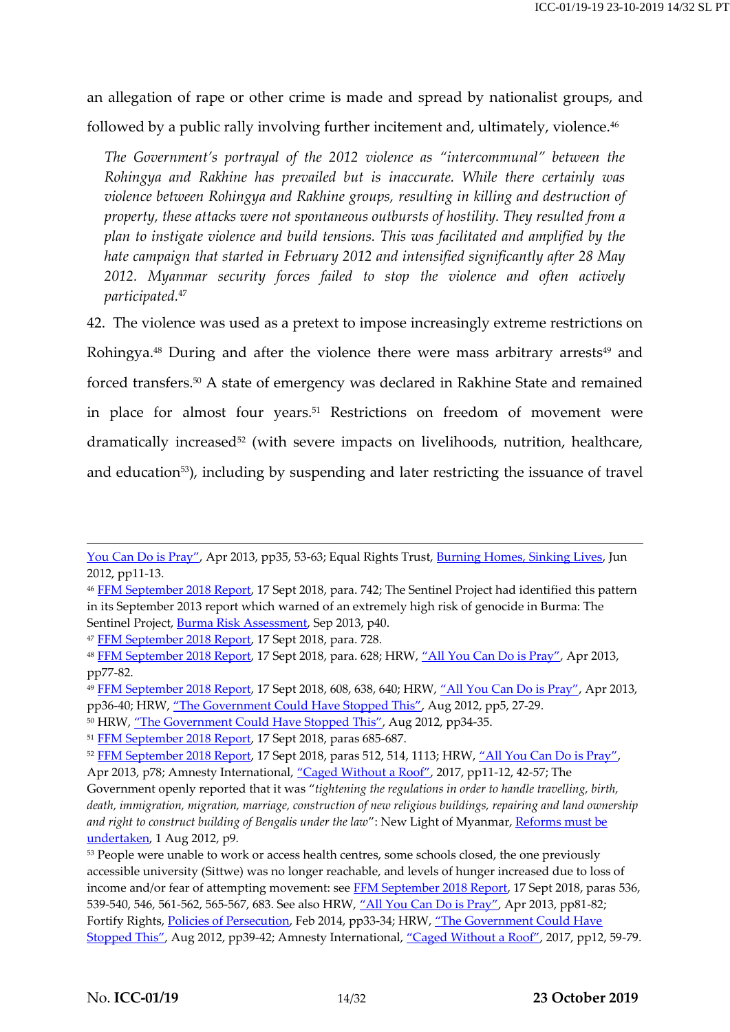an allegation of rape or other crime is made and spread by nationalist groups, and followed by a public rally involving further incitement and, ultimately, violence.[46]

> *The Government's portrayal of the 2012 violence as "intercommunal" between the Rohingya and Rakhine has prevailed but is inaccurate. While there certainly was violence between Rohingya and Rakhine groups, resulting in killing and destruction of property, these attacks were not spontaneous outbursts of hostility. They resulted from a plan to instigate violence and build tensions. This was facilitated and amplified by the hate campaign that started in February 2012 and intensified significantly after 28 May 2012. Myanmar security forces failed to stop the violence and often actively participated.*[47]

42. The violence was used as a pretext to impose increasingly extreme restrictions on Rohingya.[48] During and after the violence there were mass arbitrary arrests[49] and forced transfers.[50] A state of emergency was declared in Rakhine State and remained in place for almost four years.[51] Restrictions on freedom of movement were dramatically increased[52] (with severe impacts on livelihoods, nutrition, healthcare, and education[53]), including by suspending and later restricting the issuance of travel

---

You Can Do is Pray", Apr 2013, pp35, 53-63; Equal Rights Trust, Burning Homes, Sinking Lives, Jun 2012, pp11-13.

[46] FFM September 2018 Report, 17 Sept 2018, para. 742; The Sentinel Project had identified this pattern in its September 2013 report which warned of an extremely high risk of genocide in Burma: The Sentinel Project, Burma Risk Assessment, Sep 2013, p40.

[47] FFM September 2018 Report, 17 Sept 2018, para. 728.

[48] FFM September 2018 Report, 17 Sept 2018, para. 628; HRW, "All You Can Do is Pray", Apr 2013, pp77-82.

[49] FFM September 2018 Report, 17 Sept 2018, 608, 638, 640; HRW, "All You Can Do is Pray", Apr 2013, pp36-40; HRW, "The Government Could Have Stopped This", Aug 2012, pp5, 27-29.

[50] HRW, "The Government Could Have Stopped This", Aug 2012, pp34-35.

[51] FFM September 2018 Report, 17 Sept 2018, paras 685-687.

[52] FFM September 2018 Report, 17 Sept 2018, paras 512, 514, 1113; HRW, "All You Can Do is Pray", Apr 2013, p78; Amnesty International, "Caged Without a Roof", 2017, pp11-12, 42-57; The Government openly reported that it was "*tightening the regulations in order to handle travelling, birth, death, immigration, migration, marriage, construction of new religious buildings, repairing and land ownership and right to construct building of Bengalis under the law*": New Light of Myanmar, Reforms must be undertaken, 1 Aug 2012, p9.

[53] People were unable to work or access health centres, some schools closed, the one previously accessible university (Sittwe) was no longer reachable, and levels of hunger increased due to loss of income and/or fear of attempting movement: see FFM September 2018 Report, 17 Sept 2018, paras 536, 539-540, 546, 561-562, 565-567, 683. See also HRW, "All You Can Do is Pray", Apr 2013, pp81-82; Fortify Rights, Policies of Persecution, Feb 2014, pp33-34; HRW, "The Government Could Have Stopped This", Aug 2012, pp39-42; Amnesty International, "Caged Without a Roof", 2017, pp12, 59-79.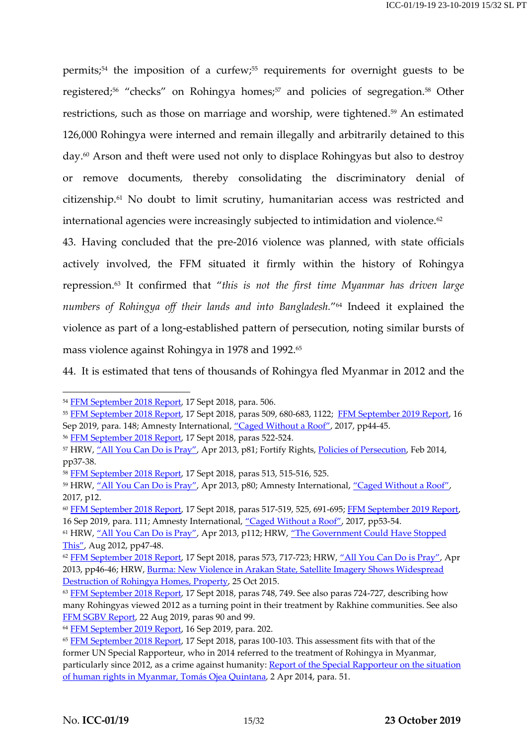permits;[54] the imposition of a curfew;[55] requirements for overnight guests to be registered;[56] "checks" on Rohingya homes;[57] and policies of segregation.[58] Other restrictions, such as those on marriage and worship, were tightened.[59] An estimated 126,000 Rohingya were interned and remain illegally and arbitrarily detained to this day.[60] Arson and theft were used not only to displace Rohingyas but also to destroy or remove documents, thereby consolidating the discriminatory denial of citizenship.[61] No doubt to limit scrutiny, humanitarian access was restricted and international agencies were increasingly subjected to intimidation and violence.[62]

43. Having concluded that the pre-2016 violence was planned, with state officials actively involved, the FFM situated it firmly within the history of Rohingya repression.[63] It confirmed that "*this is not the first time Myanmar has driven large numbers of Rohingya off their lands and into Bangladesh.*"[64] Indeed it explained the violence as part of a long-established pattern of persecution, noting similar bursts of mass violence against Rohingya in 1978 and 1992.[65]

44. It is estimated that tens of thousands of Rohingya fled Myanmar in 2012 and the

---

[54] FFM September 2018 Report, 17 Sept 2018, para. 506.

[55] FFM September 2018 Report, 17 Sept 2018, paras 509, 680-683, 1122; FFM September 2019 Report, 16 Sep 2019, para. 148; Amnesty International, "Caged Without a Roof", 2017, pp44-45.

[56] FFM September 2018 Report, 17 Sept 2018, paras 522-524.

[57] HRW, "All You Can Do is Pray", Apr 2013, p81; Fortify Rights, Policies of Persecution, Feb 2014, pp37-38.

[58] FFM September 2018 Report, 17 Sept 2018, paras 513, 515-516, 525.

[59] HRW, "All You Can Do is Pray", Apr 2013, p80; Amnesty International, "Caged Without a Roof", 2017, p12.

[60] FFM September 2018 Report, 17 Sept 2018, paras 517-519, 525, 691-695; FFM September 2019 Report, 16 Sep 2019, para. 111; Amnesty International, "Caged Without a Roof", 2017, pp53-54.

[61] HRW, "All You Can Do is Pray", Apr 2013, p112; HRW, "The Government Could Have Stopped This", Aug 2012, pp47-48.

[62] FFM September 2018 Report, 17 Sept 2018, paras 573, 717-723; HRW, "All You Can Do is Pray", Apr 2013, pp46-46; HRW, Burma: New Violence in Arakan State, Satellite Imagery Shows Widespread Destruction of Rohingya Homes, Property, 25 Oct 2015.

[63] FFM September 2018 Report, 17 Sept 2018, paras 748, 749. See also paras 724-727, describing how many Rohingyas viewed 2012 as a turning point in their treatment by Rakhine communities. See also FFM SGBV Report, 22 Aug 2019, paras 90 and 99.

[64] FFM September 2019 Report, 16 Sep 2019, para. 202.

[65] FFM September 2018 Report, 17 Sept 2018, paras 100-103. This assessment fits with that of the former UN Special Rapporteur, who in 2014 referred to the treatment of Rohingya in Myanmar, particularly since 2012, as a crime against humanity: Report of the Special Rapporteur on the situation of human rights in Myanmar, Tomás Ojea Quintana, 2 Apr 2014, para. 51.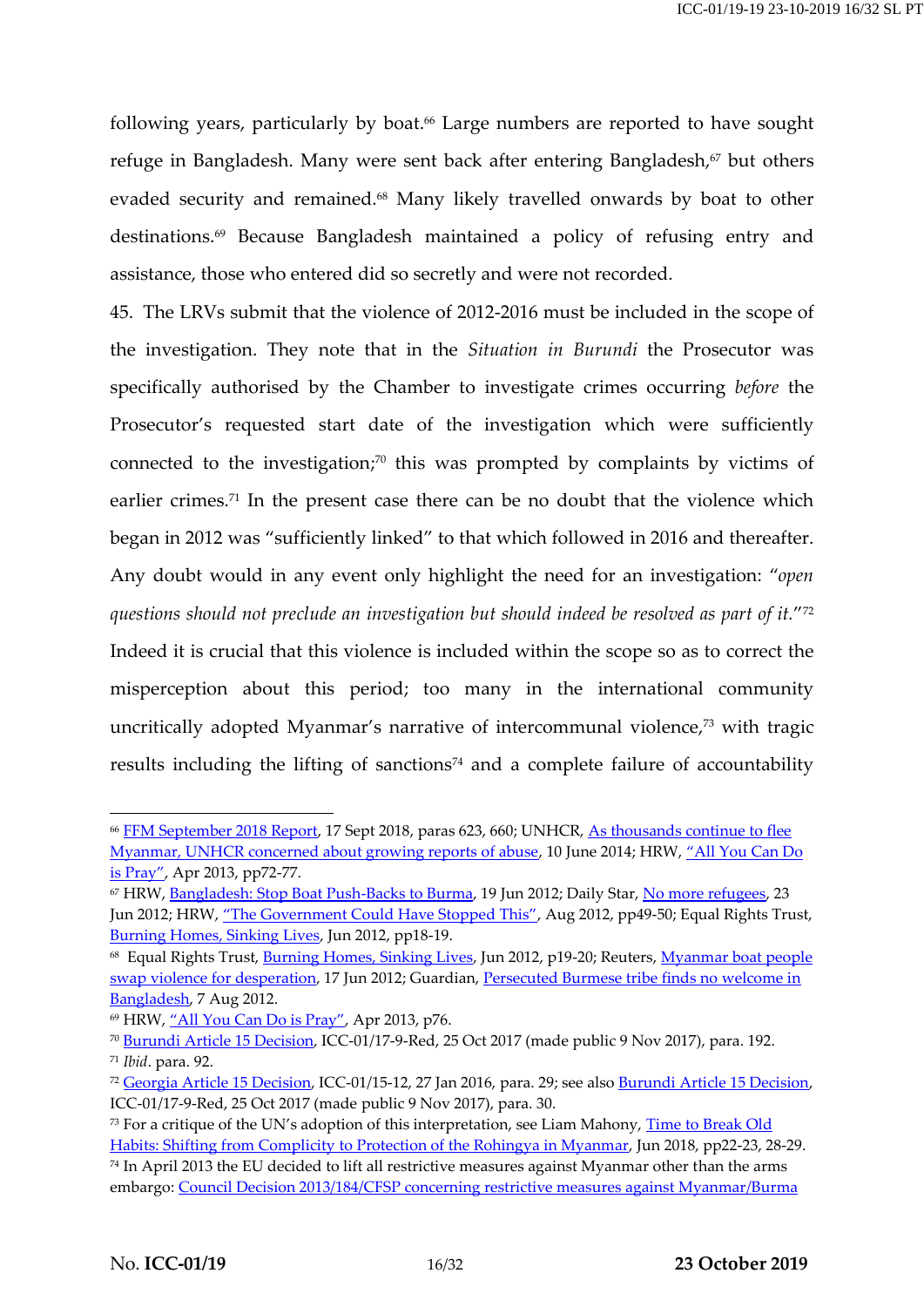following years, particularly by boat.[66] Large numbers are reported to have sought refuge in Bangladesh. Many were sent back after entering Bangladesh,[67] but others evaded security and remained.[68] Many likely travelled onwards by boat to other destinations.[69] Because Bangladesh maintained a policy of refusing entry and assistance, those who entered did so secretly and were not recorded.

45. The LRVs submit that the violence of 2012-2016 must be included in the scope of the investigation. They note that in the *Situation in Burundi* the Prosecutor was specifically authorised by the Chamber to investigate crimes occurring *before* the Prosecutor's requested start date of the investigation which were sufficiently connected to the investigation;[70] this was prompted by complaints by victims of earlier crimes.[71] In the present case there can be no doubt that the violence which began in 2012 was "sufficiently linked" to that which followed in 2016 and thereafter. Any doubt would in any event only highlight the need for an investigation: "*open questions should not preclude an investigation but should indeed be resolved as part of it.*"[72] Indeed it is crucial that this violence is included within the scope so as to correct the misperception about this period; too many in the international community uncritically adopted Myanmar's narrative of intercommunal violence,[73] with tragic results including the lifting of sanctions[74] and a complete failure of accountability

---

[66] FFM September 2018 Report, 17 Sept 2018, paras 623, 660; UNHCR, As thousands continue to flee Myanmar, UNHCR concerned about growing reports of abuse, 10 June 2014; HRW, "All You Can Do is Pray", Apr 2013, pp72-77.

[67] HRW, Bangladesh: Stop Boat Push-Backs to Burma, 19 Jun 2012; Daily Star, No more refugees, 23 Jun 2012; HRW, "The Government Could Have Stopped This", Aug 2012, pp49-50; Equal Rights Trust, Burning Homes, Sinking Lives, Jun 2012, pp18-19.

[68] Equal Rights Trust, Burning Homes, Sinking Lives, Jun 2012, p19-20; Reuters, Myanmar boat people swap violence for desperation, 17 Jun 2012; Guardian, Persecuted Burmese tribe finds no welcome in Bangladesh, 7 Aug 2012.

[69] HRW, "All You Can Do is Pray", Apr 2013, p76.

[70] Burundi Article 15 Decision, ICC-01/17-9-Red, 25 Oct 2017 (made public 9 Nov 2017), para. 192.

[71] *Ibid*. para. 92.

[72] Georgia Article 15 Decision, ICC-01/15-12, 27 Jan 2016, para. 29; see also Burundi Article 15 Decision, ICC-01/17-9-Red, 25 Oct 2017 (made public 9 Nov 2017), para. 30.

[73] For a critique of the UN's adoption of this interpretation, see Liam Mahony, Time to Break Old Habits: Shifting from Complicity to Protection of the Rohingya in Myanmar, Jun 2018, pp22-23, 28-29.

[74] In April 2013 the EU decided to lift all restrictive measures against Myanmar other than the arms embargo: Council Decision 2013/184/CFSP concerning restrictive measures against Myanmar/Burma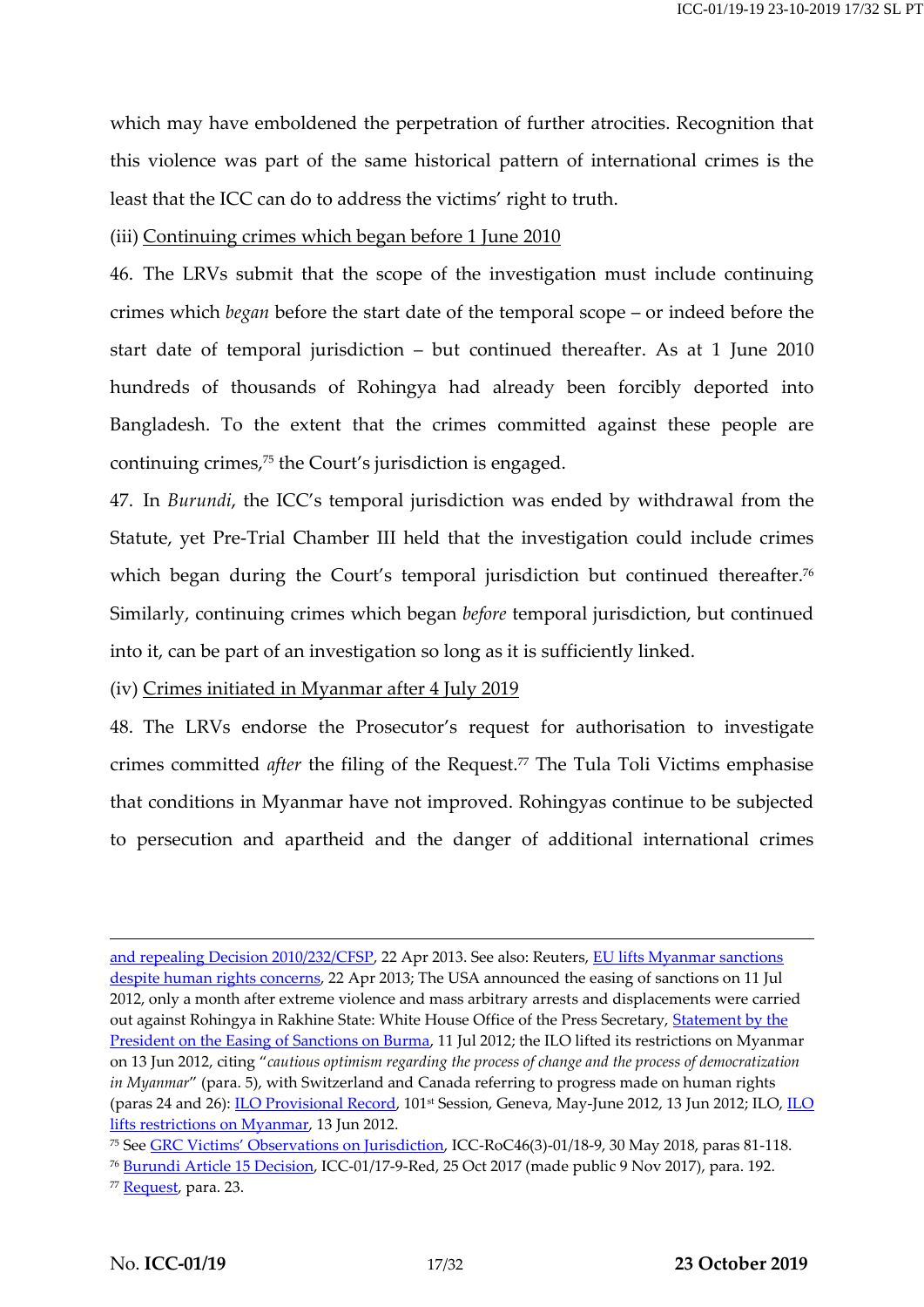which may have emboldened the perpetration of further atrocities. Recognition that this violence was part of the same historical pattern of international crimes is the least that the ICC can do to address the victims' right to truth.

(iii) Continuing crimes which began before 1 June 2010

46. The LRVs submit that the scope of the investigation must include continuing crimes which *began* before the start date of the temporal scope – or indeed before the start date of temporal jurisdiction – but continued thereafter. As at 1 June 2010 hundreds of thousands of Rohingya had already been forcibly deported into Bangladesh. To the extent that the crimes committed against these people are continuing crimes,[75] the Court's jurisdiction is engaged.

47. In *Burundi*, the ICC's temporal jurisdiction was ended by withdrawal from the Statute, yet Pre-Trial Chamber III held that the investigation could include crimes which began during the Court's temporal jurisdiction but continued thereafter.[76] Similarly, continuing crimes which began *before* temporal jurisdiction, but continued into it, can be part of an investigation so long as it is sufficiently linked.

(iv) Crimes initiated in Myanmar after 4 July 2019

48. The LRVs endorse the Prosecutor's request for authorisation to investigate crimes committed *after* the filing of the Request.[77] The Tula Toli Victims emphasise that conditions in Myanmar have not improved. Rohingyas continue to be subjected to persecution and apartheid and the danger of additional international crimes

---

and repealing Decision 2010/232/CFSP, 22 Apr 2013. See also: Reuters, EU lifts Myanmar sanctions despite human rights concerns, 22 Apr 2013; The USA announced the easing of sanctions on 11 Jul 2012, only a month after extreme violence and mass arbitrary arrests and displacements were carried out against Rohingya in Rakhine State: White House Office of the Press Secretary, Statement by the President on the Easing of Sanctions on Burma, 11 Jul 2012; the ILO lifted its restrictions on Myanmar on 13 Jun 2012, citing "*cautious optimism regarding the process of change and the process of democratization in Myanmar*" (para. 5), with Switzerland and Canada referring to progress made on human rights (paras 24 and 26): ILO Provisional Record, 101st Session, Geneva, May-June 2012, 13 Jun 2012; ILO, ILO lifts restrictions on Myanmar, 13 Jun 2012.

[75] See GRC Victims' Observations on Jurisdiction, ICC-RoC46(3)-01/18-9, 30 May 2018, paras 81-118.

[76] Burundi Article 15 Decision, ICC-01/17-9-Red, 25 Oct 2017 (made public 9 Nov 2017), para. 192.

[77] Request, para. 23.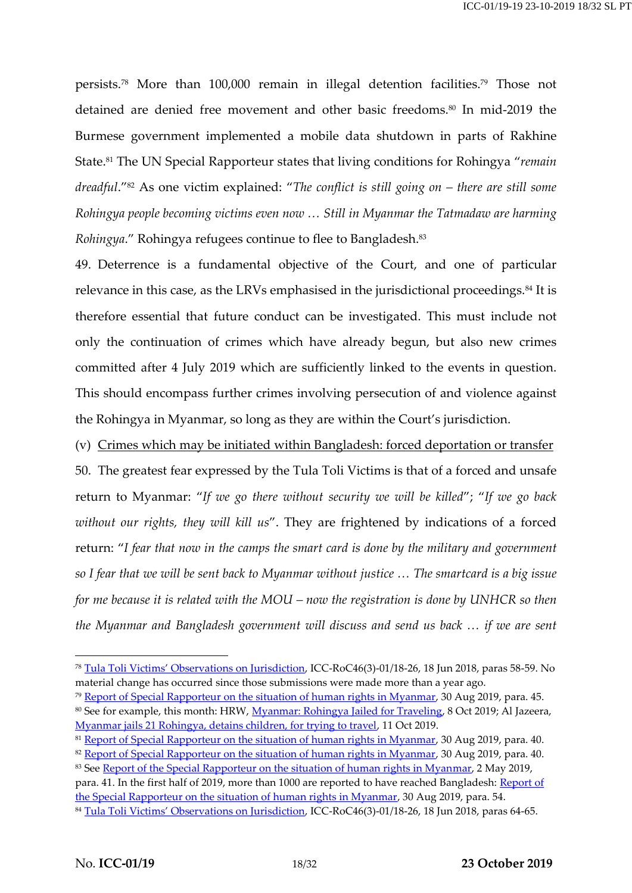persists.[78] More than 100,000 remain in illegal detention facilities.[79] Those not detained are denied free movement and other basic freedoms.[80] In mid-2019 the Burmese government implemented a mobile data shutdown in parts of Rakhine State.[81] The UN Special Rapporteur states that living conditions for Rohingya "*remain dreadful*."[82] As one victim explained: "*The conflict is still going on – there are still some Rohingya people becoming victims even now … Still in Myanmar the Tatmadaw are harming Rohingya*." Rohingya refugees continue to flee to Bangladesh.[83]

49. Deterrence is a fundamental objective of the Court, and one of particular relevance in this case, as the LRVs emphasised in the jurisdictional proceedings.[84] It is therefore essential that future conduct can be investigated. This must include not only the continuation of crimes which have already begun, but also new crimes committed after 4 July 2019 which are sufficiently linked to the events in question. This should encompass further crimes involving persecution of and violence against the Rohingya in Myanmar, so long as they are within the Court's jurisdiction.

(v) <u>Crimes which may be initiated within Bangladesh: forced deportation or transfer</u>

50. The greatest fear expressed by the Tula Toli Victims is that of a forced and unsafe return to Myanmar: "*If we go there without security we will be killed*"; "*If we go back without our rights, they will kill us*". They are frightened by indications of a forced return: "*I fear that now in the camps the smart card is done by the military and government so I fear that we will be sent back to Myanmar without justice … The smartcard is a big issue for me because it is related with the MOU – now the registration is done by UNHCR so then the Myanmar and Bangladesh government will discuss and send us back … if we are sent*

---

[78] Tula Toli Victims' Observations on Jurisdiction, ICC-RoC46(3)-01/18-26, 18 Jun 2018, paras 58-59. No material change has occurred since those submissions were made more than a year ago.

[79] Report of Special Rapporteur on the situation of human rights in Myanmar, 30 Aug 2019, para. 45.

[80] See for example, this month: HRW, Myanmar: Rohingya Jailed for Traveling, 8 Oct 2019; Al Jazeera, Myanmar jails 21 Rohingya, detains children, for trying to travel, 11 Oct 2019.

[81] Report of Special Rapporteur on the situation of human rights in Myanmar, 30 Aug 2019, para. 40.

[82] Report of Special Rapporteur on the situation of human rights in Myanmar, 30 Aug 2019, para. 40.

[83] See Report of the Special Rapporteur on the situation of human rights in Myanmar, 2 May 2019, para. 41. In the first half of 2019, more than 1000 are reported to have reached Bangladesh: Report of the Special Rapporteur on the situation of human rights in Myanmar, 30 Aug 2019, para. 54.

[84] Tula Toli Victims' Observations on Jurisdiction, ICC-RoC46(3)-01/18-26, 18 Jun 2018, paras 64-65.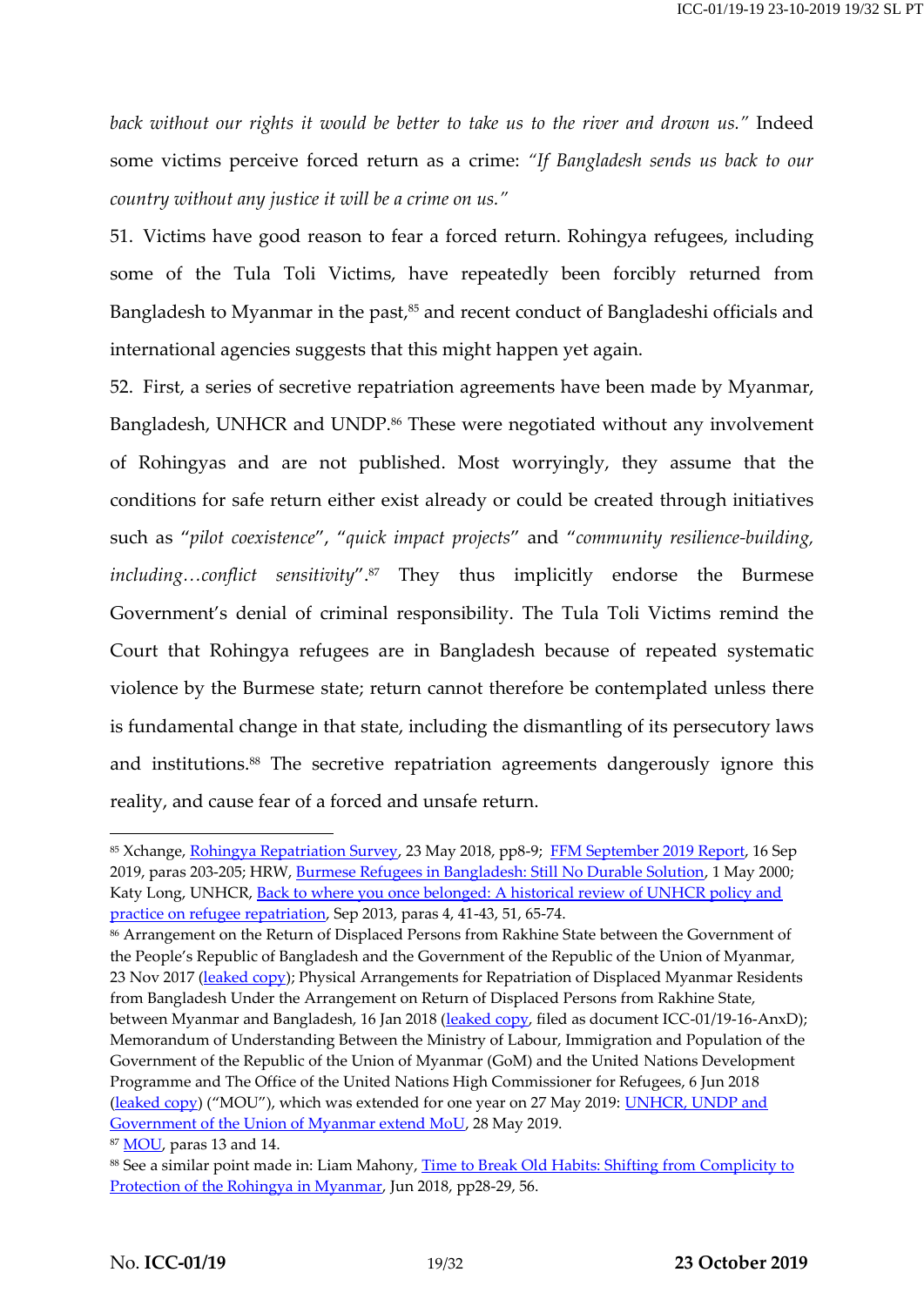*back without our rights it would be better to take us to the river and drown us."* Indeed some victims perceive forced return as a crime: *"If Bangladesh sends us back to our country without any justice it will be a crime on us."*

51. Victims have good reason to fear a forced return. Rohingya refugees, including some of the Tula Toli Victims, have repeatedly been forcibly returned from Bangladesh to Myanmar in the past,[85] and recent conduct of Bangladeshi officials and international agencies suggests that this might happen yet again.

52. First, a series of secretive repatriation agreements have been made by Myanmar, Bangladesh, UNHCR and UNDP.[86] These were negotiated without any involvement of Rohingyas and are not published. Most worryingly, they assume that the conditions for safe return either exist already or could be created through initiatives such as "*pilot coexistence*", "*quick impact projects*" and "*community resilience-building, including…conflict sensitivity*".[87] They thus implicitly endorse the Burmese Government's denial of criminal responsibility. The Tula Toli Victims remind the Court that Rohingya refugees are in Bangladesh because of repeated systematic violence by the Burmese state; return cannot therefore be contemplated unless there is fundamental change in that state, including the dismantling of its persecutory laws and institutions.[88] The secretive repatriation agreements dangerously ignore this reality, and cause fear of a forced and unsafe return.

---

[85] Xchange, Rohingya Repatriation Survey, 23 May 2018, pp8-9; FFM September 2019 Report, 16 Sep 2019, paras 203-205; HRW, Burmese Refugees in Bangladesh: Still No Durable Solution, 1 May 2000; Katy Long, UNHCR, Back to where you once belonged: A historical review of UNHCR policy and practice on refugee repatriation, Sep 2013, paras 4, 41-43, 51, 65-74.

[86] Arrangement on the Return of Displaced Persons from Rakhine State between the Government of the People's Republic of Bangladesh and the Government of the Republic of the Union of Myanmar, 23 Nov 2017 (leaked copy); Physical Arrangements for Repatriation of Displaced Myanmar Residents from Bangladesh Under the Arrangement on Return of Displaced Persons from Rakhine State, between Myanmar and Bangladesh, 16 Jan 2018 (leaked copy, filed as document ICC-01/19-16-AnxD); Memorandum of Understanding Between the Ministry of Labour, Immigration and Population of the Government of the Republic of the Union of Myanmar (GoM) and the United Nations Development Programme and The Office of the United Nations High Commissioner for Refugees, 6 Jun 2018 (leaked copy) ("MOU"), which was extended for one year on 27 May 2019: UNHCR, UNDP and Government of the Union of Myanmar extend MoU, 28 May 2019.

[87] MOU, paras 13 and 14.

[88] See a similar point made in: Liam Mahony, Time to Break Old Habits: Shifting from Complicity to Protection of the Rohingya in Myanmar, Jun 2018, pp28-29, 56.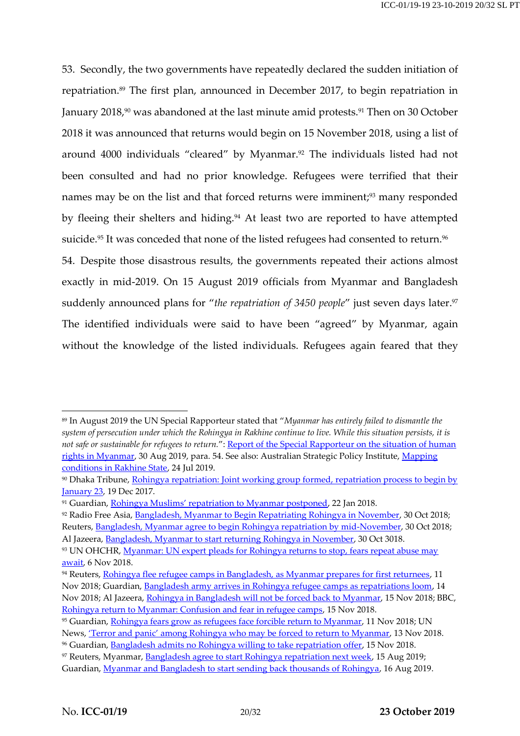53. Secondly, the two governments have repeatedly declared the sudden initiation of repatriation.[89] The first plan, announced in December 2017, to begin repatriation in January 2018,[90] was abandoned at the last minute amid protests.[91] Then on 30 October 2018 it was announced that returns would begin on 15 November 2018, using a list of around 4000 individuals "cleared" by Myanmar.[92] The individuals listed had not been consulted and had no prior knowledge. Refugees were terrified that their names may be on the list and that forced returns were imminent;[93] many responded by fleeing their shelters and hiding.[94] At least two are reported to have attempted suicide.[95] It was conceded that none of the listed refugees had consented to return.[96]

54. Despite those disastrous results, the governments repeated their actions almost exactly in mid-2019. On 15 August 2019 officials from Myanmar and Bangladesh suddenly announced plans for "*the repatriation of 3450 people*" just seven days later.[97] The identified individuals were said to have been "agreed" by Myanmar, again without the knowledge of the listed individuals. Refugees again feared that they

---

[89] In August 2019 the UN Special Rapporteur stated that "*Myanmar has entirely failed to dismantle the system of persecution under which the Rohingya in Rakhine continue to live. While this situation persists, it is not safe or sustainable for refugees to return.*": Report of the Special Rapporteur on the situation of human rights in Myanmar, 30 Aug 2019, para. 54. See also: Australian Strategic Policy Institute, Mapping conditions in Rakhine State, 24 Jul 2019.

[90] Dhaka Tribune, Rohingya repatriation: Joint working group formed, repatriation process to begin by January 23, 19 Dec 2017.

[91] Guardian, Rohingya Muslims' repatriation to Myanmar postponed, 22 Jan 2018.

[92] Radio Free Asia, Bangladesh, Myanmar to Begin Repatriating Rohingya in November, 30 Oct 2018; Reuters, Bangladesh, Myanmar agree to begin Rohingya repatriation by mid-November, 30 Oct 2018; Al Jazeera, Bangladesh, Myanmar to start returning Rohingya in November, 30 Oct 3018.

[93] UN OHCHR, Myanmar: UN expert pleads for Rohingya returns to stop, fears repeat abuse may await, 6 Nov 2018.

[94] Reuters, Rohingya flee refugee camps in Bangladesh, as Myanmar prepares for first returnees, 11 Nov 2018; Guardian, Bangladesh army arrives in Rohingya refugee camps as repatriations loom, 14 Nov 2018; Al Jazeera, Rohingya in Bangladesh will not be forced back to Myanmar, 15 Nov 2018; BBC, Rohingya return to Myanmar: Confusion and fear in refugee camps, 15 Nov 2018.

[95] Guardian, Rohingya fears grow as refugees face forcible return to Myanmar, 11 Nov 2018; UN News, 'Terror and panic' among Rohingya who may be forced to return to Myanmar, 13 Nov 2018.

[96] Guardian, Bangladesh admits no Rohingya willing to take repatriation offer, 15 Nov 2018.

[97] Reuters, Myanmar, Bangladesh agree to start Rohingya repatriation next week, 15 Aug 2019; Guardian, Myanmar and Bangladesh to start sending back thousands of Rohingya, 16 Aug 2019.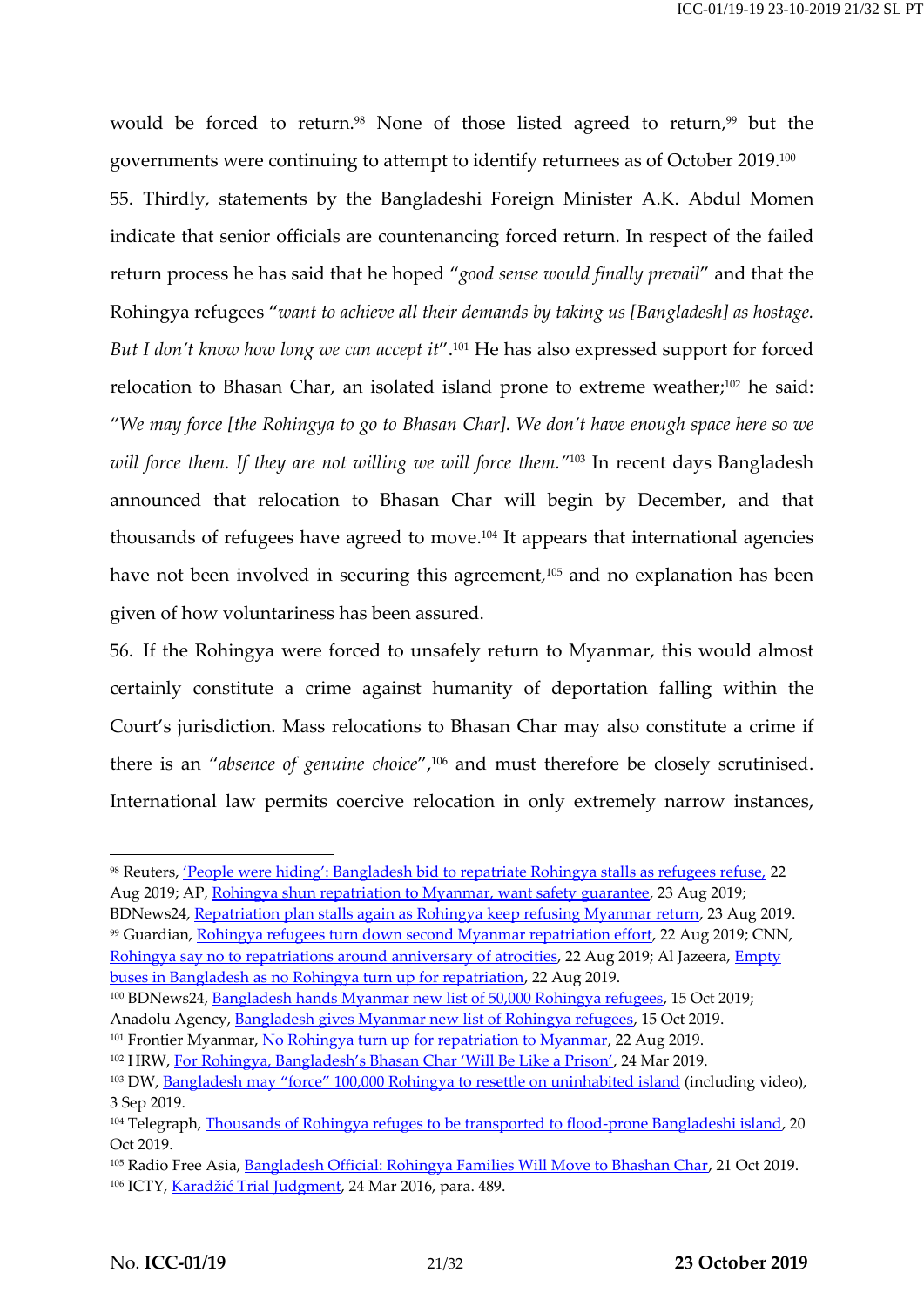would be forced to return.[98] None of those listed agreed to return,[99] but the governments were continuing to attempt to identify returnees as of October 2019.[100]

55. Thirdly, statements by the Bangladeshi Foreign Minister A.K. Abdul Momen indicate that senior officials are countenancing forced return. In respect of the failed return process he has said that he hoped "*good sense would finally prevail*" and that the Rohingya refugees "*want to achieve all their demands by taking us [Bangladesh] as hostage. But I don't know how long we can accept it*".[101] He has also expressed support for forced relocation to Bhasan Char, an isolated island prone to extreme weather;[102] he said: "*We may force [the Rohingya to go to Bhasan Char]. We don't have enough space here so we will force them. If they are not willing we will force them.*"[103] In recent days Bangladesh announced that relocation to Bhasan Char will begin by December, and that thousands of refugees have agreed to move.[104] It appears that international agencies have not been involved in securing this agreement,[105] and no explanation has been given of how voluntariness has been assured.

56. If the Rohingya were forced to unsafely return to Myanmar, this would almost certainly constitute a crime against humanity of deportation falling within the Court's jurisdiction. Mass relocations to Bhasan Char may also constitute a crime if there is an "*absence of genuine choice*",[106] and must therefore be closely scrutinised. International law permits coercive relocation in only extremely narrow instances,

---

[98] Reuters, 'People were hiding': Bangladesh bid to repatriate Rohingya stalls as refugees refuse, 22 Aug 2019; AP, Rohingya shun repatriation to Myanmar, want safety guarantee, 23 Aug 2019; BDNews24, Repatriation plan stalls again as Rohingya keep refusing Myanmar return, 23 Aug 2019.

[99] Guardian, Rohingya refugees turn down second Myanmar repatriation effort, 22 Aug 2019; CNN, Rohingya say no to repatriations around anniversary of atrocities, 22 Aug 2019; Al Jazeera, Empty buses in Bangladesh as no Rohingya turn up for repatriation, 22 Aug 2019.

[100] BDNews24, Bangladesh hands Myanmar new list of 50,000 Rohingya refugees, 15 Oct 2019; Anadolu Agency, Bangladesh gives Myanmar new list of Rohingya refugees, 15 Oct 2019.

[101] Frontier Myanmar, No Rohingya turn up for repatriation to Myanmar, 22 Aug 2019.

[102] HRW, For Rohingya, Bangladesh's Bhasan Char 'Will Be Like a Prison', 24 Mar 2019.

[103] DW, Bangladesh may "force" 100,000 Rohingya to resettle on uninhabited island (including video), 3 Sep 2019.

[104] Telegraph, Thousands of Rohingya refuges to be transported to flood-prone Bangladeshi island, 20 Oct 2019.

[105] Radio Free Asia, Bangladesh Official: Rohingya Families Will Move to Bhashan Char, 21 Oct 2019.

[106] ICTY, Karadžić Trial Judgment, 24 Mar 2016, para. 489.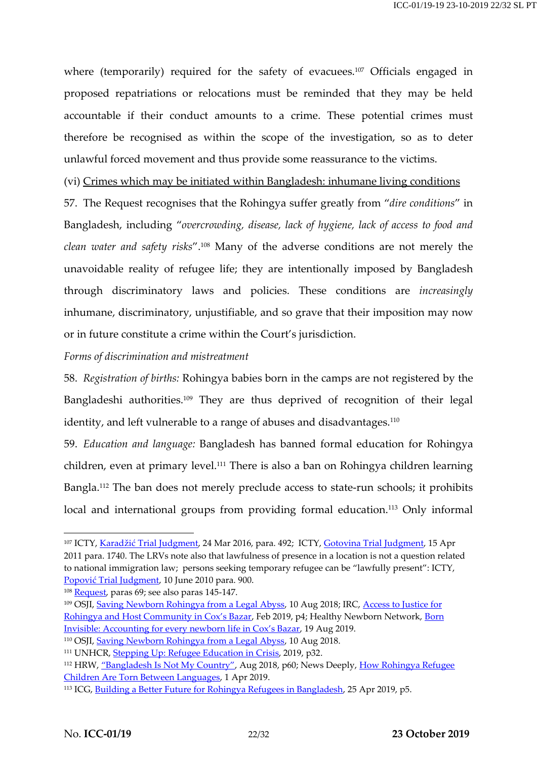where (temporarily) required for the safety of evacuees.[107] Officials engaged in proposed repatriations or relocations must be reminded that they may be held accountable if their conduct amounts to a crime. These potential crimes must therefore be recognised as within the scope of the investigation, so as to deter unlawful forced movement and thus provide some reassurance to the victims.

(vi) <u>Crimes which may be initiated within Bangladesh: inhumane living conditions</u>

57. The Request recognises that the Rohingya suffer greatly from "*dire conditions*" in Bangladesh, including "*overcrowding, disease, lack of hygiene, lack of access to food and clean water and safety risks*".[108] Many of the adverse conditions are not merely the unavoidable reality of refugee life; they are intentionally imposed by Bangladesh through discriminatory laws and policies. These conditions are *increasingly* inhumane, discriminatory, unjustifiable, and so grave that their imposition may now or in future constitute a crime within the Court's jurisdiction.

*Forms of discrimination and mistreatment*

58. *Registration of births:* Rohingya babies born in the camps are not registered by the Bangladeshi authorities.[109] They are thus deprived of recognition of their legal identity, and left vulnerable to a range of abuses and disadvantages.[110]

59. *Education and language:* Bangladesh has banned formal education for Rohingya children, even at primary level.[111] There is also a ban on Rohingya children learning Bangla.[112] The ban does not merely preclude access to state-run schools; it prohibits local and international groups from providing formal education.[113] Only informal

---

[107] ICTY, Karadžić Trial Judgment, 24 Mar 2016, para. 492; ICTY, Gotovina Trial Judgment, 15 Apr 2011 para. 1740. The LRVs note also that lawfulness of presence in a location is not a question related to national immigration law; persons seeking temporary refugee can be "lawfully present": ICTY, Popović Trial Judgment, 10 June 2010 para. 900.

[108] Request, paras 69; see also paras 145-147.

[109] OSJI, Saving Newborn Rohingya from a Legal Abyss, 10 Aug 2018; IRC, Access to Justice for Rohingya and Host Community in Cox's Bazar, Feb 2019, p4; Healthy Newborn Network, Born Invisible: Accounting for every newborn life in Cox's Bazar, 19 Aug 2019.

[110] OSJI, Saving Newborn Rohingya from a Legal Abyss, 10 Aug 2018.

[111] UNHCR, Stepping Up: Refugee Education in Crisis, 2019, p32.

[112] HRW, "Bangladesh Is Not My Country", Aug 2018, p60; News Deeply, How Rohingya Refugee Children Are Torn Between Languages, 1 Apr 2019.

[113] ICG, Building a Better Future for Rohingya Refugees in Bangladesh, 25 Apr 2019, p5.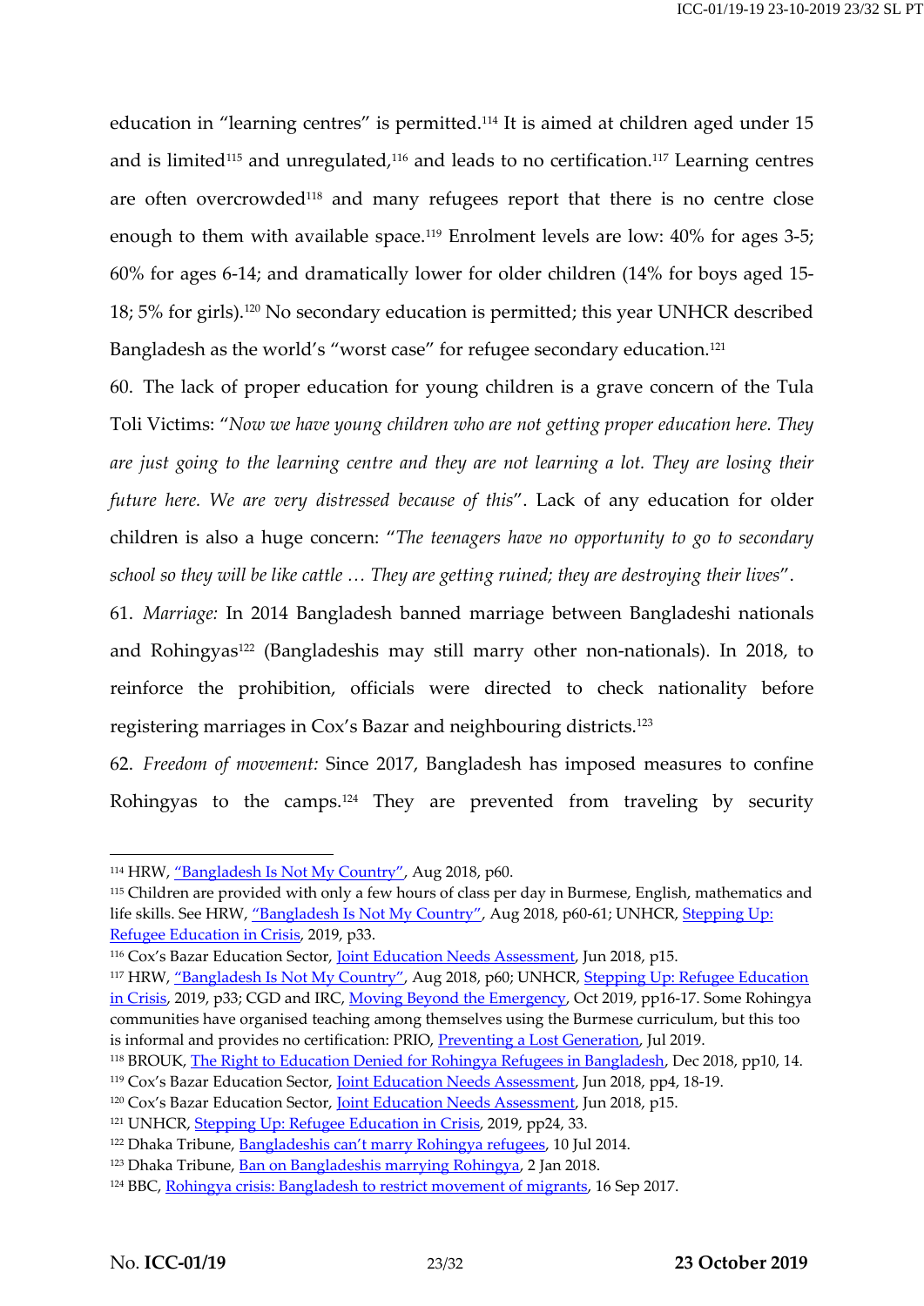education in "learning centres" is permitted.[114] It is aimed at children aged under 15 and is limited[115] and unregulated,[116] and leads to no certification.[117] Learning centres are often overcrowded[118] and many refugees report that there is no centre close enough to them with available space.[119] Enrolment levels are low: 40% for ages 3-5; 60% for ages 6-14; and dramatically lower for older children (14% for boys aged 15-18; 5% for girls).[120] No secondary education is permitted; this year UNHCR described Bangladesh as the world's "worst case" for refugee secondary education.[121]

60. The lack of proper education for young children is a grave concern of the Tula Toli Victims: "*Now we have young children who are not getting proper education here. They are just going to the learning centre and they are not learning a lot. They are losing their future here. We are very distressed because of this*". Lack of any education for older children is also a huge concern: "*The teenagers have no opportunity to go to secondary school so they will be like cattle … They are getting ruined; they are destroying their lives*".

61. *Marriage:* In 2014 Bangladesh banned marriage between Bangladeshi nationals and Rohingyas[122] (Bangladeshis may still marry other non-nationals). In 2018, to reinforce the prohibition, officials were directed to check nationality before registering marriages in Cox's Bazar and neighbouring districts.[123]

62. *Freedom of movement:* Since 2017, Bangladesh has imposed measures to confine Rohingyas to the camps.[124] They are prevented from traveling by security

---

[114] HRW, "Bangladesh Is Not My Country", Aug 2018, p60.

[115] Children are provided with only a few hours of class per day in Burmese, English, mathematics and life skills. See HRW, "Bangladesh Is Not My Country", Aug 2018, p60-61; UNHCR, Stepping Up: Refugee Education in Crisis, 2019, p33.

[116] Cox's Bazar Education Sector, Joint Education Needs Assessment, Jun 2018, p15.

[117] HRW, "Bangladesh Is Not My Country", Aug 2018, p60; UNHCR, Stepping Up: Refugee Education in Crisis, 2019, p33; CGD and IRC, Moving Beyond the Emergency, Oct 2019, pp16-17. Some Rohingya communities have organised teaching among themselves using the Burmese curriculum, but this too is informal and provides no certification: PRIO, Preventing a Lost Generation, Jul 2019.

[118] BROUK, The Right to Education Denied for Rohingya Refugees in Bangladesh, Dec 2018, pp10, 14.

[119] Cox's Bazar Education Sector, Joint Education Needs Assessment, Jun 2018, pp4, 18-19.

[120] Cox's Bazar Education Sector, Joint Education Needs Assessment, Jun 2018, p15.

[121] UNHCR, Stepping Up: Refugee Education in Crisis, 2019, pp24, 33.

[122] Dhaka Tribune, Bangladeshis can't marry Rohingya refugees, 10 Jul 2014.

[123] Dhaka Tribune, Ban on Bangladeshis marrying Rohingya, 2 Jan 2018.

[124] BBC, Rohingya crisis: Bangladesh to restrict movement of migrants, 16 Sep 2017.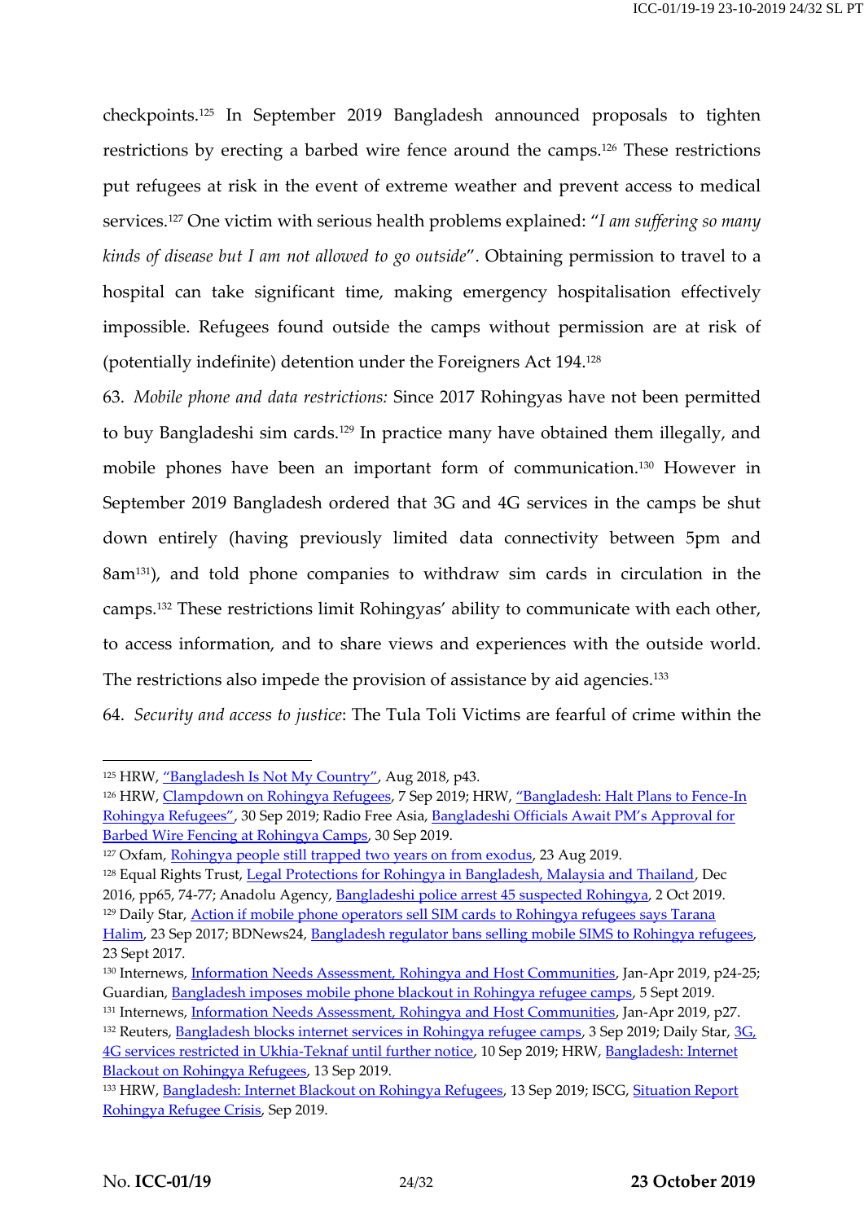checkpoints.[125] In September 2019 Bangladesh announced proposals to tighten restrictions by erecting a barbed wire fence around the camps.[126] These restrictions put refugees at risk in the event of extreme weather and prevent access to medical services.[127] One victim with serious health problems explained: "*I am suffering so many kinds of disease but I am not allowed to go outside*". Obtaining permission to travel to a hospital can take significant time, making emergency hospitalisation effectively impossible. Refugees found outside the camps without permission are at risk of (potentially indefinite) detention under the Foreigners Act 194.[128]

63. *Mobile phone and data restrictions:* Since 2017 Rohingyas have not been permitted to buy Bangladeshi sim cards.[129] In practice many have obtained them illegally, and mobile phones have been an important form of communication.[130] However in September 2019 Bangladesh ordered that 3G and 4G services in the camps be shut down entirely (having previously limited data connectivity between 5pm and 8am[131]), and told phone companies to withdraw sim cards in circulation in the camps.[132] These restrictions limit Rohingyas' ability to communicate with each other, to access information, and to share views and experiences with the outside world. The restrictions also impede the provision of assistance by aid agencies.[133]

64. *Security and access to justice*: The Tula Toli Victims are fearful of crime within the

---

[125] HRW, "Bangladesh Is Not My Country", Aug 2018, p43.

[126] HRW, Clampdown on Rohingya Refugees, 7 Sep 2019; HRW, "Bangladesh: Halt Plans to Fence-In Rohingya Refugees", 30 Sep 2019; Radio Free Asia, Bangladeshi Officials Await PM's Approval for Barbed Wire Fencing at Rohingya Camps, 30 Sep 2019.

[127] Oxfam, Rohingya people still trapped two years on from exodus, 23 Aug 2019.

[128] Equal Rights Trust, Legal Protections for Rohingya in Bangladesh, Malaysia and Thailand, Dec 2016, pp65, 74-77; Anadolu Agency, Bangladeshi police arrest 45 suspected Rohingya, 2 Oct 2019.

[129] Daily Star, Action if mobile phone operators sell SIM cards to Rohingya refugees says Tarana Halim, 23 Sep 2017; BDNews24, Bangladesh regulator bans selling mobile SIMS to Rohingya refugees, 23 Sept 2017.

[130] Internews, Information Needs Assessment, Rohingya and Host Communities, Jan-Apr 2019, p24-25; Guardian, Bangladesh imposes mobile phone blackout in Rohingya refugee camps, 5 Sept 2019.

[131] Internews, Information Needs Assessment, Rohingya and Host Communities, Jan-Apr 2019, p27.

[132] Reuters, Bangladesh blocks internet services in Rohingya refugee camps, 3 Sep 2019; Daily Star, 3G, 4G services restricted in Ukhia-Teknaf until further notice, 10 Sep 2019; HRW, Bangladesh: Internet Blackout on Rohingya Refugees, 13 Sep 2019.

[133] HRW, Bangladesh: Internet Blackout on Rohingya Refugees, 13 Sep 2019; ISCG, Situation Report Rohingya Refugee Crisis, Sep 2019.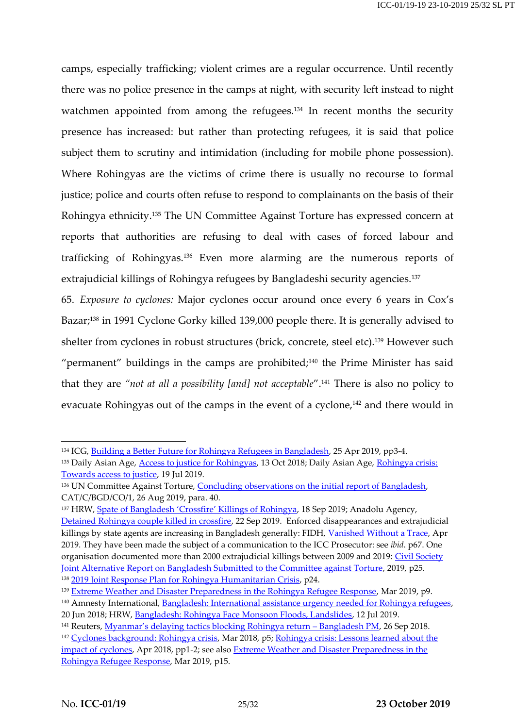camps, especially trafficking; violent crimes are a regular occurrence. Until recently there was no police presence in the camps at night, with security left instead to night watchmen appointed from among the refugees.[134] In recent months the security presence has increased: but rather than protecting refugees, it is said that police subject them to scrutiny and intimidation (including for mobile phone possession). Where Rohingyas are the victims of crime there is usually no recourse to formal justice; police and courts often refuse to respond to complainants on the basis of their Rohingya ethnicity.[135] The UN Committee Against Torture has expressed concern at reports that authorities are refusing to deal with cases of forced labour and trafficking of Rohingyas.[136] Even more alarming are the numerous reports of extrajudicial killings of Rohingya refugees by Bangladeshi security agencies.[137]

65. *Exposure to cyclones:* Major cyclones occur around once every 6 years in Cox's Bazar;[138] in 1991 Cyclone Gorky killed 139,000 people there. It is generally advised to shelter from cyclones in robust structures (brick, concrete, steel etc).[139] However such "permanent" buildings in the camps are prohibited;[140] the Prime Minister has said that they are *"not at all a possibility [and] not acceptable"*.[141] There is also no policy to evacuate Rohingyas out of the camps in the event of a cyclone,[142] and there would in

---

[134] ICG, Building a Better Future for Rohingya Refugees in Bangladesh, 25 Apr 2019, pp3-4.

[135] Daily Asian Age, Access to justice for Rohingyas, 13 Oct 2018; Daily Asian Age, Rohingya crisis: Towards access to justice, 19 Jul 2019.

[136] UN Committee Against Torture, Concluding observations on the initial report of Bangladesh, CAT/C/BGD/CO/1, 26 Aug 2019, para. 40.

[137] HRW, Spate of Bangladesh 'Crossfire' Killings of Rohingya, 18 Sep 2019; Anadolu Agency, Detained Rohingya couple killed in crossfire, 22 Sep 2019. Enforced disappearances and extrajudicial killings by state agents are increasing in Bangladesh generally: FIDH, Vanished Without a Trace, Apr 2019. They have been made the subject of a communication to the ICC Prosecutor: see *ibid*. p67. One organisation documented more than 2000 extrajudicial killings between 2009 and 2019: Civil Society Joint Alternative Report on Bangladesh Submitted to the Committee against Torture, 2019, p25.

[138] 2019 Joint Response Plan for Rohingya Humanitarian Crisis, p24.

[139] Extreme Weather and Disaster Preparedness in the Rohingya Refugee Response, Mar 2019, p9.

[140] Amnesty International, Bangladesh: International assistance urgency needed for Rohingya refugees, 20 Jun 2018; HRW, Bangladesh: Rohingya Face Monsoon Floods, Landslides, 12 Jul 2019.

[141] Reuters, Myanmar's delaying tactics blocking Rohingya return – Bangladesh PM, 26 Sep 2018.

[142] Cyclones background: Rohingya crisis, Mar 2018, p5; Rohingya crisis: Lessons learned about the impact of cyclones, Apr 2018, pp1-2; see also Extreme Weather and Disaster Preparedness in the Rohingya Refugee Response, Mar 2019, p15.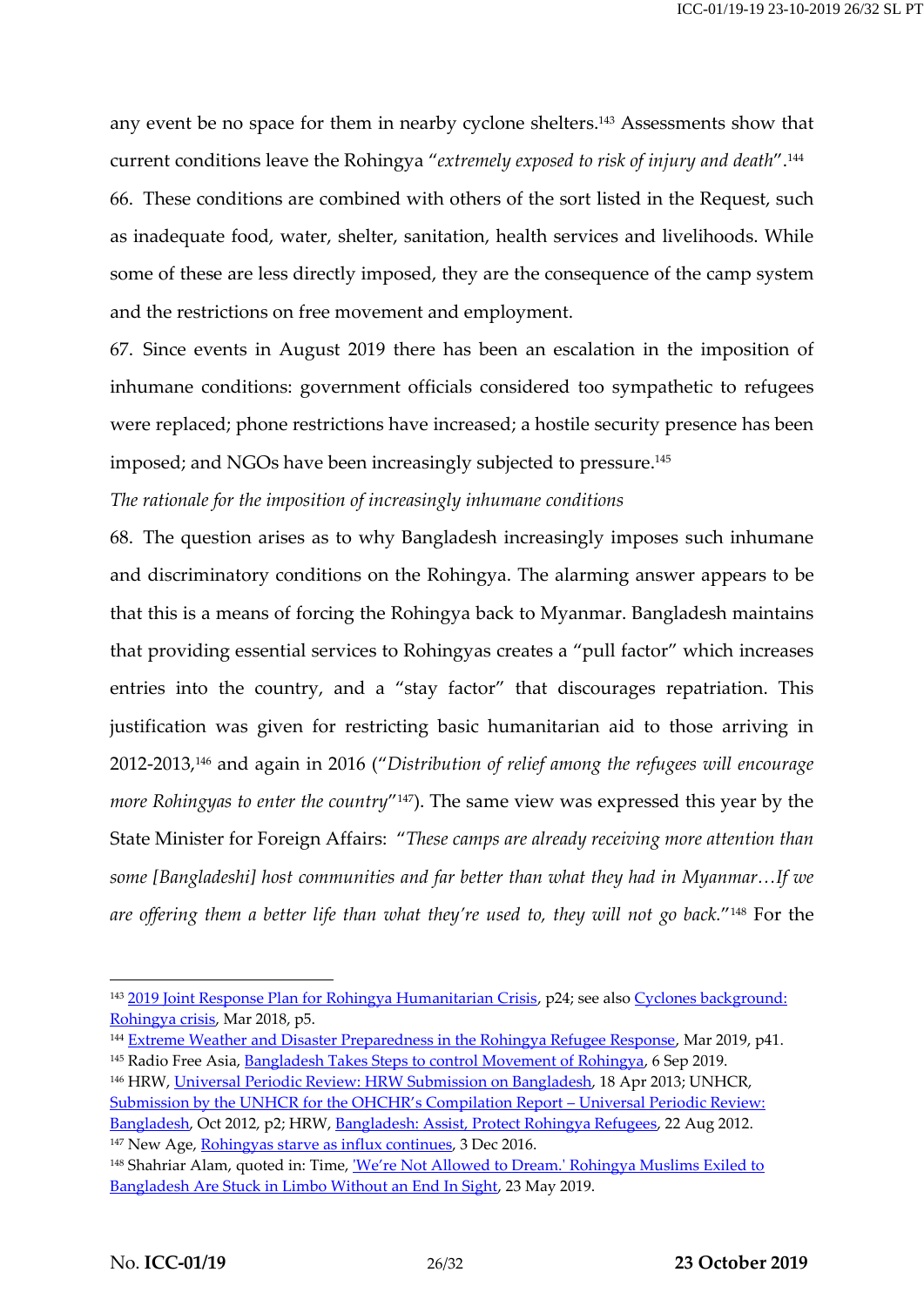any event be no space for them in nearby cyclone shelters.[143] Assessments show that current conditions leave the Rohingya "*extremely exposed to risk of injury and death*".[144]

66. These conditions are combined with others of the sort listed in the Request, such as inadequate food, water, shelter, sanitation, health services and livelihoods. While some of these are less directly imposed, they are the consequence of the camp system and the restrictions on free movement and employment.

67. Since events in August 2019 there has been an escalation in the imposition of inhumane conditions: government officials considered too sympathetic to refugees were replaced; phone restrictions have increased; a hostile security presence has been imposed; and NGOs have been increasingly subjected to pressure.[145]

*The rationale for the imposition of increasingly inhumane conditions*

68. The question arises as to why Bangladesh increasingly imposes such inhumane and discriminatory conditions on the Rohingya. The alarming answer appears to be that this is a means of forcing the Rohingya back to Myanmar. Bangladesh maintains that providing essential services to Rohingyas creates a "pull factor" which increases entries into the country, and a "stay factor" that discourages repatriation. This justification was given for restricting basic humanitarian aid to those arriving in 2012-2013,[146] and again in 2016 ("*Distribution of relief among the refugees will encourage more Rohingyas to enter the country*"[147]). The same view was expressed this year by the State Minister for Foreign Affairs: "*These camps are already receiving more attention than some [Bangladeshi] host communities and far better than what they had in Myanmar…If we are offering them a better life than what they're used to, they will not go back.*"[148] For the

---

[143] 2019 Joint Response Plan for Rohingya Humanitarian Crisis, p24; see also Cyclones background: Rohingya crisis, Mar 2018, p5.

[144] Extreme Weather and Disaster Preparedness in the Rohingya Refugee Response, Mar 2019, p41.

[145] Radio Free Asia, Bangladesh Takes Steps to control Movement of Rohingya, 6 Sep 2019.

[146] HRW, Universal Periodic Review: HRW Submission on Bangladesh, 18 Apr 2013; UNHCR, Submission by the UNHCR for the OHCHR's Compilation Report – Universal Periodic Review: Bangladesh, Oct 2012, p2; HRW, Bangladesh: Assist, Protect Rohingya Refugees, 22 Aug 2012.

[147] New Age, Rohingyas starve as influx continues, 3 Dec 2016.

[148] Shahriar Alam, quoted in: Time, 'We're Not Allowed to Dream.' Rohingya Muslims Exiled to Bangladesh Are Stuck in Limbo Without an End In Sight, 23 May 2019.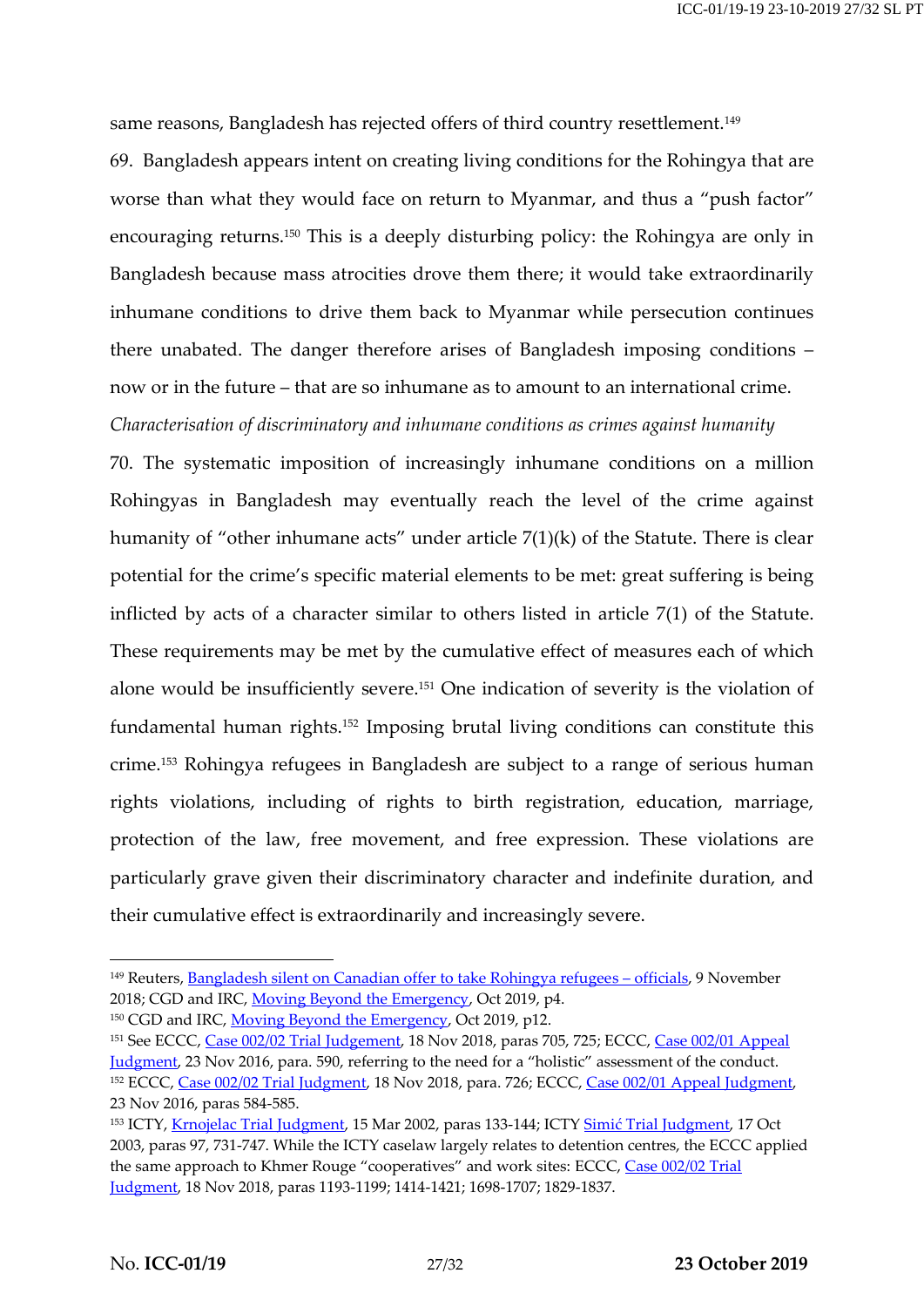same reasons, Bangladesh has rejected offers of third country resettlement.[149]

69. Bangladesh appears intent on creating living conditions for the Rohingya that are worse than what they would face on return to Myanmar, and thus a "push factor" encouraging returns.[150] This is a deeply disturbing policy: the Rohingya are only in Bangladesh because mass atrocities drove them there; it would take extraordinarily inhumane conditions to drive them back to Myanmar while persecution continues there unabated. The danger therefore arises of Bangladesh imposing conditions – now or in the future – that are so inhumane as to amount to an international crime.

*Characterisation of discriminatory and inhumane conditions as crimes against humanity*

70. The systematic imposition of increasingly inhumane conditions on a million Rohingyas in Bangladesh may eventually reach the level of the crime against humanity of "other inhumane acts" under article 7(1)(k) of the Statute. There is clear potential for the crime's specific material elements to be met: great suffering is being inflicted by acts of a character similar to others listed in article 7(1) of the Statute. These requirements may be met by the cumulative effect of measures each of which alone would be insufficiently severe.[151] One indication of severity is the violation of fundamental human rights.[152] Imposing brutal living conditions can constitute this crime.[153] Rohingya refugees in Bangladesh are subject to a range of serious human rights violations, including of rights to birth registration, education, marriage, protection of the law, free movement, and free expression. These violations are particularly grave given their discriminatory character and indefinite duration, and their cumulative effect is extraordinarily and increasingly severe.

---

[149] Reuters, Bangladesh silent on Canadian offer to take Rohingya refugees – officials, 9 November 2018; CGD and IRC, Moving Beyond the Emergency, Oct 2019, p4.

[150] CGD and IRC, Moving Beyond the Emergency, Oct 2019, p12.

[151] See ECCC, Case 002/02 Trial Judgement, 18 Nov 2018, paras 705, 725; ECCC, Case 002/01 Appeal Judgment, 23 Nov 2016, para. 590, referring to the need for a "holistic" assessment of the conduct.

[152] ECCC, Case 002/02 Trial Judgment, 18 Nov 2018, para. 726; ECCC, Case 002/01 Appeal Judgment, 23 Nov 2016, paras 584-585.

[153] ICTY, Krnojelac Trial Judgment, 15 Mar 2002, paras 133-144; ICTY Simić Trial Judgment, 17 Oct 2003, paras 97, 731-747. While the ICTY caselaw largely relates to detention centres, the ECCC applied the same approach to Khmer Rouge "cooperatives" and work sites: ECCC, Case 002/02 Trial Judgment, 18 Nov 2018, paras 1193-1199; 1414-1421; 1698-1707; 1829-1837.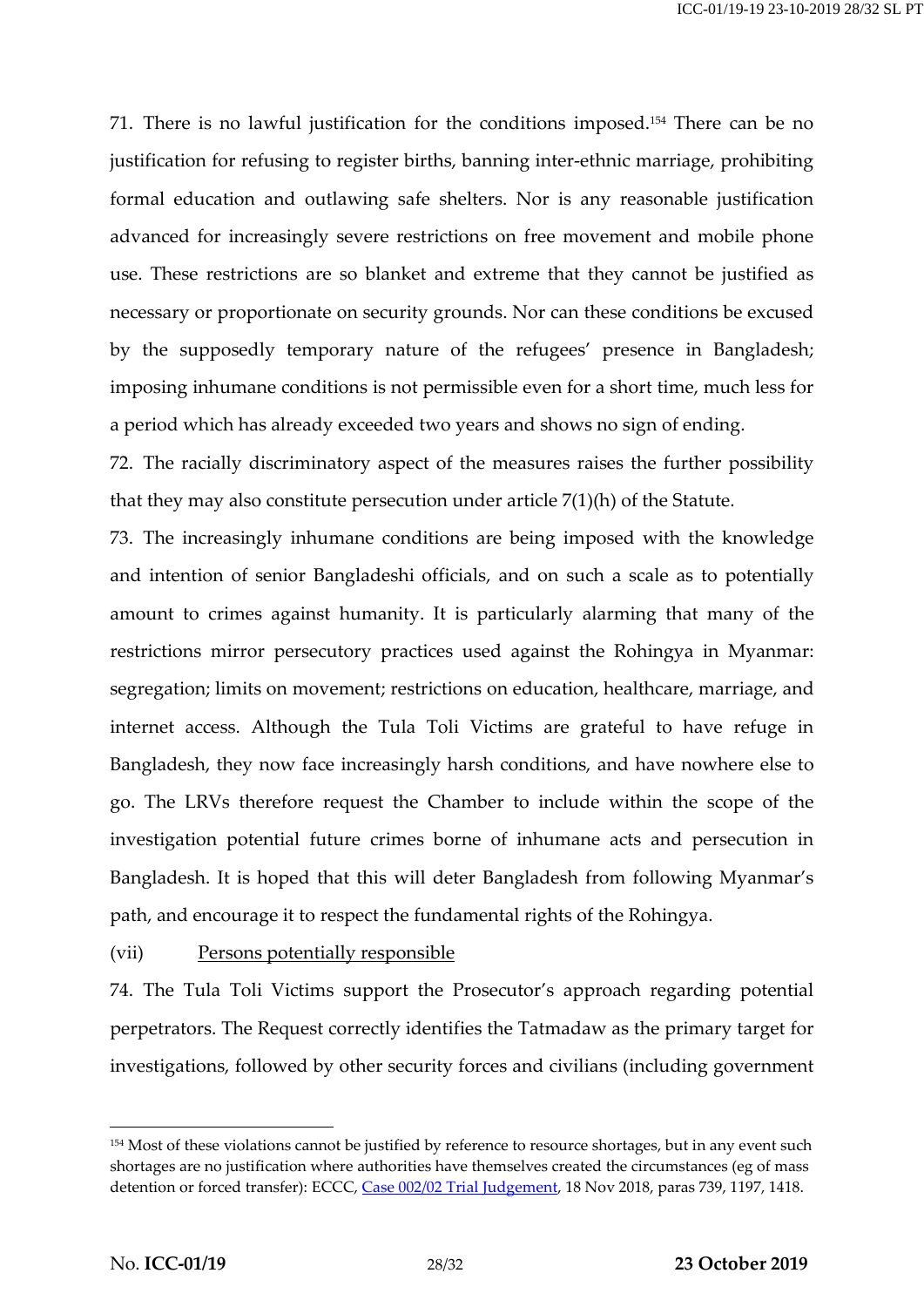71. There is no lawful justification for the conditions imposed.[154] There can be no justification for refusing to register births, banning inter-ethnic marriage, prohibiting formal education and outlawing safe shelters. Nor is any reasonable justification advanced for increasingly severe restrictions on free movement and mobile phone use. These restrictions are so blanket and extreme that they cannot be justified as necessary or proportionate on security grounds. Nor can these conditions be excused by the supposedly temporary nature of the refugees' presence in Bangladesh; imposing inhumane conditions is not permissible even for a short time, much less for a period which has already exceeded two years and shows no sign of ending.

72. The racially discriminatory aspect of the measures raises the further possibility that they may also constitute persecution under article 7(1)(h) of the Statute.

73. The increasingly inhumane conditions are being imposed with the knowledge and intention of senior Bangladeshi officials, and on such a scale as to potentially amount to crimes against humanity. It is particularly alarming that many of the restrictions mirror persecutory practices used against the Rohingya in Myanmar: segregation; limits on movement; restrictions on education, healthcare, marriage, and internet access. Although the Tula Toli Victims are grateful to have refuge in Bangladesh, they now face increasingly harsh conditions, and have nowhere else to go. The LRVs therefore request the Chamber to include within the scope of the investigation potential future crimes borne of inhumane acts and persecution in Bangladesh. It is hoped that this will deter Bangladesh from following Myanmar's path, and encourage it to respect the fundamental rights of the Rohingya.

(vii) Persons potentially responsible

74. The Tula Toli Victims support the Prosecutor's approach regarding potential perpetrators. The Request correctly identifies the Tatmadaw as the primary target for investigations, followed by other security forces and civilians (including government

---

[154] Most of these violations cannot be justified by reference to resource shortages, but in any event such shortages are no justification where authorities have themselves created the circumstances (eg of mass detention or forced transfer): ECCC, Case 002/02 Trial Judgement, 18 Nov 2018, paras 739, 1197, 1418.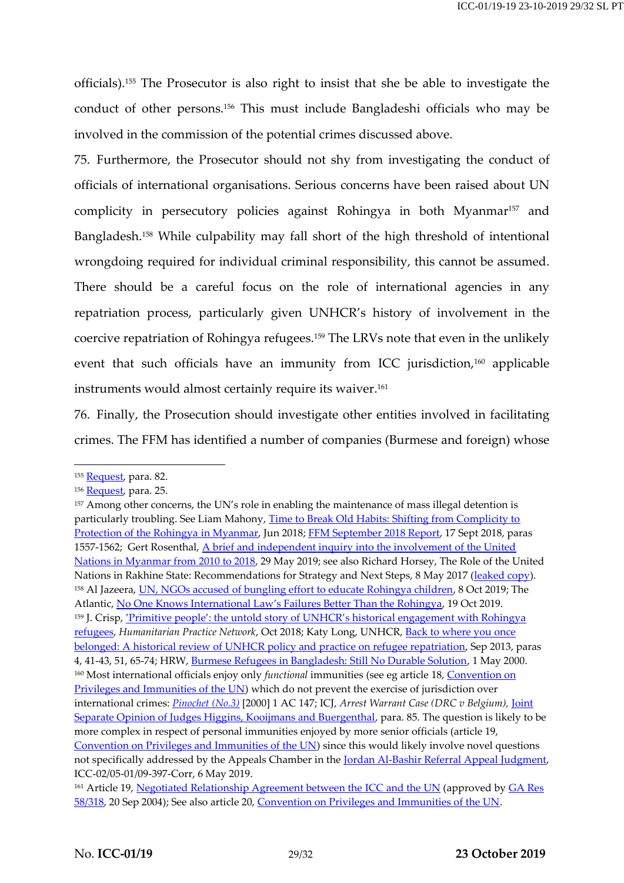officials).[155] The Prosecutor is also right to insist that she be able to investigate the conduct of other persons.[156] This must include Bangladeshi officials who may be involved in the commission of the potential crimes discussed above.

75. Furthermore, the Prosecutor should not shy from investigating the conduct of officials of international organisations. Serious concerns have been raised about UN complicity in persecutory policies against Rohingya in both Myanmar[157] and Bangladesh.[158] While culpability may fall short of the high threshold of intentional wrongdoing required for individual criminal responsibility, this cannot be assumed. There should be a careful focus on the role of international agencies in any repatriation process, particularly given UNHCR's history of involvement in the coercive repatriation of Rohingya refugees.[159] The LRVs note that even in the unlikely event that such officials have an immunity from ICC jurisdiction,[160] applicable instruments would almost certainly require its waiver.[161]

76. Finally, the Prosecution should investigate other entities involved in facilitating crimes. The FFM has identified a number of companies (Burmese and foreign) whose

---

[155] Request, para. 82.

[156] Request, para. 25.

[157] Among other concerns, the UN's role in enabling the maintenance of mass illegal detention is particularly troubling. See Liam Mahony, Time to Break Old Habits: Shifting from Complicity to Protection of the Rohingya in Myanmar, Jun 2018; FFM September 2018 Report, 17 Sept 2018, paras 1557-1562; Gert Rosenthal, A brief and independent inquiry into the involvement of the United Nations in Myanmar from 2010 to 2018, 29 May 2019; see also Richard Horsey, The Role of the United Nations in Rakhine State: Recommendations for Strategy and Next Steps, 8 May 2017 (leaked copy).

[158] Al Jazeera, UN, NGOs accused of bungling effort to educate Rohingya children, 8 Oct 2019; The Atlantic, No One Knows International Law's Failures Better Than the Rohingya, 19 Oct 2019.

[159] J. Crisp, 'Primitive people': the untold story of UNHCR's historical engagement with Rohingya refugees, *Humanitarian Practice Network*, Oct 2018; Katy Long, UNHCR, Back to where you once belonged: A historical review of UNHCR policy and practice on refugee repatriation, Sep 2013, paras 4, 41-43, 51, 65-74; HRW, Burmese Refugees in Bangladesh: Still No Durable Solution, 1 May 2000.

[160] Most international officials enjoy only *functional* immunities (see eg article 18, Convention on Privileges and Immunities of the UN) which do not prevent the exercise of jurisdiction over international crimes: *Pinochet (No.3)* [2000] 1 AC 147; ICJ, *Arrest Warrant Case (DRC v Belgium),* Joint Separate Opinion of Judges Higgins, Kooijmans and Buergenthal, para. 85. The question is likely to be more complex in respect of personal immunities enjoyed by more senior officials (article 19, Convention on Privileges and Immunities of the UN) since this would likely involve novel questions not specifically addressed by the Appeals Chamber in the Jordan Al-Bashir Referral Appeal Judgment, ICC-02/05-01/09-397-Corr, 6 May 2019.

[161] Article 19, Negotiated Relationship Agreement between the ICC and the UN (approved by GA Res 58/318, 20 Sep 2004); See also article 20, Convention on Privileges and Immunities of the UN.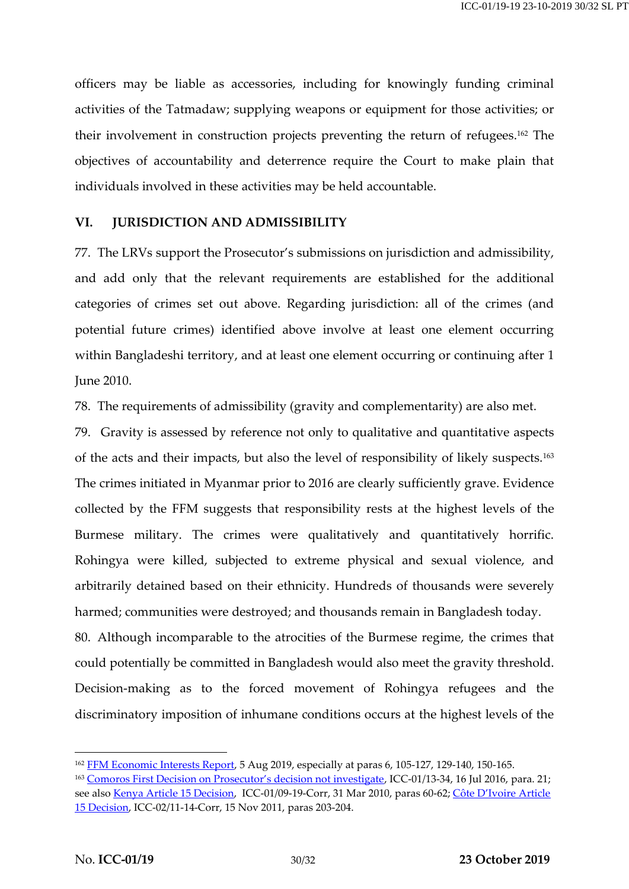officers may be liable as accessories, including for knowingly funding criminal activities of the Tatmadaw; supplying weapons or equipment for those activities; or their involvement in construction projects preventing the return of refugees.[162] The objectives of accountability and deterrence require the Court to make plain that individuals involved in these activities may be held accountable.

## VI. JURISDICTION AND ADMISSIBILITY

77. The LRVs support the Prosecutor's submissions on jurisdiction and admissibility, and add only that the relevant requirements are established for the additional categories of crimes set out above. Regarding jurisdiction: all of the crimes (and potential future crimes) identified above involve at least one element occurring within Bangladeshi territory, and at least one element occurring or continuing after 1 June 2010.

78. The requirements of admissibility (gravity and complementarity) are also met.

79. Gravity is assessed by reference not only to qualitative and quantitative aspects of the acts and their impacts, but also the level of responsibility of likely suspects.[163] The crimes initiated in Myanmar prior to 2016 are clearly sufficiently grave. Evidence collected by the FFM suggests that responsibility rests at the highest levels of the Burmese military. The crimes were qualitatively and quantitatively horrific. Rohingya were killed, subjected to extreme physical and sexual violence, and arbitrarily detained based on their ethnicity. Hundreds of thousands were severely harmed; communities were destroyed; and thousands remain in Bangladesh today.

80. Although incomparable to the atrocities of the Burmese regime, the crimes that could potentially be committed in Bangladesh would also meet the gravity threshold. Decision-making as to the forced movement of Rohingya refugees and the discriminatory imposition of inhumane conditions occurs at the highest levels of the

---

[162] FFM Economic Interests Report, 5 Aug 2019, especially at paras 6, 105-127, 129-140, 150-165.

[163] Comoros First Decision on Prosecutor's decision not investigate, ICC-01/13-34, 16 Jul 2016, para. 21; see also Kenya Article 15 Decision, ICC-01/09-19-Corr, 31 Mar 2010, paras 60-62; Côte D'Ivoire Article 15 Decision, ICC-02/11-14-Corr, 15 Nov 2011, paras 203-204.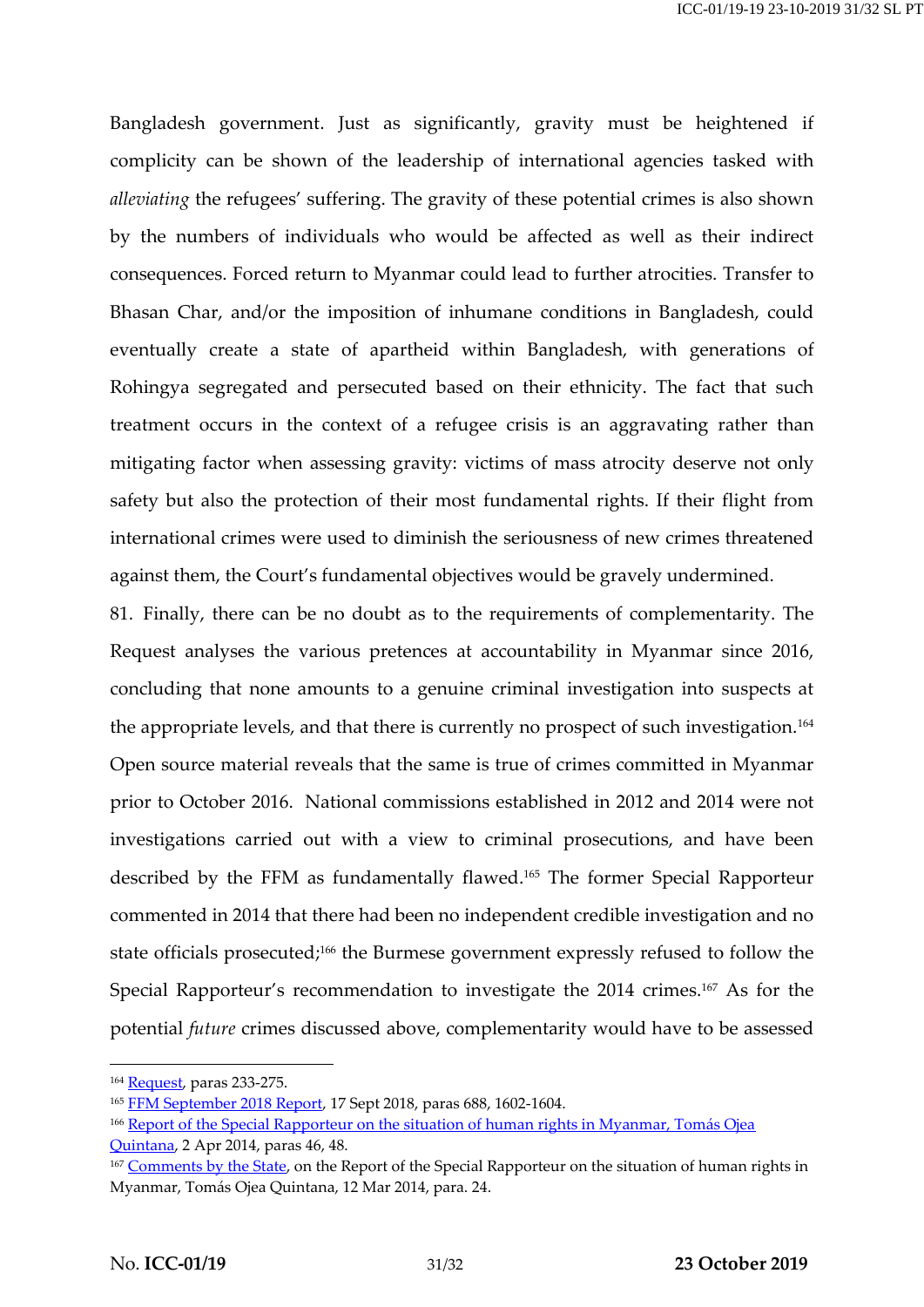Bangladesh government. Just as significantly, gravity must be heightened if complicity can be shown of the leadership of international agencies tasked with *alleviating* the refugees' suffering. The gravity of these potential crimes is also shown by the numbers of individuals who would be affected as well as their indirect consequences. Forced return to Myanmar could lead to further atrocities. Transfer to Bhasan Char, and/or the imposition of inhumane conditions in Bangladesh, could eventually create a state of apartheid within Bangladesh, with generations of Rohingya segregated and persecuted based on their ethnicity. The fact that such treatment occurs in the context of a refugee crisis is an aggravating rather than mitigating factor when assessing gravity: victims of mass atrocity deserve not only safety but also the protection of their most fundamental rights. If their flight from international crimes were used to diminish the seriousness of new crimes threatened against them, the Court's fundamental objectives would be gravely undermined.

81. Finally, there can be no doubt as to the requirements of complementarity. The Request analyses the various pretences at accountability in Myanmar since 2016, concluding that none amounts to a genuine criminal investigation into suspects at the appropriate levels, and that there is currently no prospect of such investigation.[164] Open source material reveals that the same is true of crimes committed in Myanmar prior to October 2016. National commissions established in 2012 and 2014 were not investigations carried out with a view to criminal prosecutions, and have been described by the FFM as fundamentally flawed.[165] The former Special Rapporteur commented in 2014 that there had been no independent credible investigation and no state officials prosecuted;[166] the Burmese government expressly refused to follow the Special Rapporteur's recommendation to investigate the 2014 crimes.[167] As for the potential *future* crimes discussed above, complementarity would have to be assessed

---

[164] Request, paras 233-275.

[165] FFM September 2018 Report, 17 Sept 2018, paras 688, 1602-1604.

[166] Report of the Special Rapporteur on the situation of human rights in Myanmar, Tomás Ojea Quintana, 2 Apr 2014, paras 46, 48.

[167] Comments by the State, on the Report of the Special Rapporteur on the situation of human rights in Myanmar, Tomás Ojea Quintana, 12 Mar 2014, para. 24.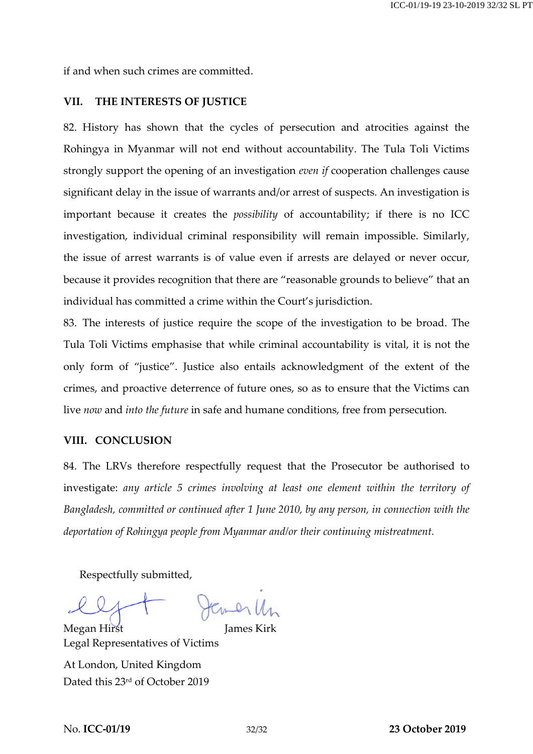if and when such crimes are committed.

## VII. THE INTERESTS OF JUSTICE

82. History has shown that the cycles of persecution and atrocities against the Rohingya in Myanmar will not end without accountability. The Tula Toli Victims strongly support the opening of an investigation *even if* cooperation challenges cause significant delay in the issue of warrants and/or arrest of suspects. An investigation is important because it creates the *possibility* of accountability; if there is no ICC investigation, individual criminal responsibility will remain impossible. Similarly, the issue of arrest warrants is of value even if arrests are delayed or never occur, because it provides recognition that there are "reasonable grounds to believe" that an individual has committed a crime within the Court's jurisdiction.

83. The interests of justice require the scope of the investigation to be broad. The Tula Toli Victims emphasise that while criminal accountability is vital, it is not the only form of "justice". Justice also entails acknowledgment of the extent of the crimes, and proactive deterrence of future ones, so as to ensure that the Victims can live *now* and *into the future* in safe and humane conditions, free from persecution.

## VIII. CONCLUSION

84. The LRVs therefore respectfully request that the Prosecutor be authorised to investigate: *any article 5 crimes involving at least one element within the territory of Bangladesh, committed or continued after 1 June 2010, by any person, in connection with the deportation of Rohingya people from Myanmar and/or their continuing mistreatment.*

Respectfully submitted,

Megan Hirst James Kirk
Legal Representatives of Victims

At London, United Kingdom
Dated this 23rd of October 2019